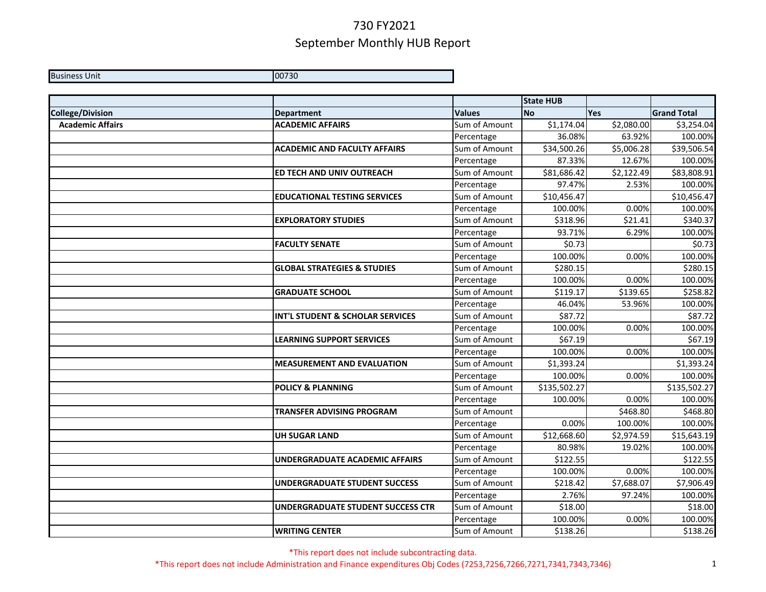# 730 FY2021
## September Monthly HUB Report

| Business Unit | 00730 |
|---|---|

| | | | State HUB | | |
|---|---|---|---|---|---|
| **College/Division** | **Department** | **Values** | **No** | **Yes** | **Grand Total** |
| **Academic Affairs** | **ACADEMIC AFFAIRS** | Sum of Amount | $1,174.04 | $2,080.00 | $3,254.04 |
| | | Percentage | 36.08% | 63.92% | 100.00% |
| | **ACADEMIC AND FACULTY AFFAIRS** | Sum of Amount | $34,500.26 | $5,006.28 | $39,506.54 |
| | | Percentage | 87.33% | 12.67% | 100.00% |
| | **ED TECH AND UNIV OUTREACH** | Sum of Amount | $81,686.42 | $2,122.49 | $83,808.91 |
| | | Percentage | 97.47% | 2.53% | 100.00% |
| | **EDUCATIONAL TESTING SERVICES** | Sum of Amount | $10,456.47 | | $10,456.47 |
| | | Percentage | 100.00% | 0.00% | 100.00% |
| | **EXPLORATORY STUDIES** | Sum of Amount | $318.96 | $21.41 | $340.37 |
| | | Percentage | 93.71% | 6.29% | 100.00% |
| | **FACULTY SENATE** | Sum of Amount | $0.73 | | $0.73 |
| | | Percentage | 100.00% | 0.00% | 100.00% |
| | **GLOBAL STRATEGIES & STUDIES** | Sum of Amount | $280.15 | | $280.15 |
| | | Percentage | 100.00% | 0.00% | 100.00% |
| | **GRADUATE SCHOOL** | Sum of Amount | $119.17 | $139.65 | $258.82 |
| | | Percentage | 46.04% | 53.96% | 100.00% |
| | **INT'L STUDENT & SCHOLAR SERVICES** | Sum of Amount | $87.72 | | $87.72 |
| | | Percentage | 100.00% | 0.00% | 100.00% |
| | **LEARNING SUPPORT SERVICES** | Sum of Amount | $67.19 | | $67.19 |
| | | Percentage | 100.00% | 0.00% | 100.00% |
| | **MEASUREMENT AND EVALUATION** | Sum of Amount | $1,393.24 | | $1,393.24 |
| | | Percentage | 100.00% | 0.00% | 100.00% |
| | **POLICY & PLANNING** | Sum of Amount | $135,502.27 | | $135,502.27 |
| | | Percentage | 100.00% | 0.00% | 100.00% |
| | **TRANSFER ADVISING PROGRAM** | Sum of Amount | | $468.80 | $468.80 |
| | | Percentage | 0.00% | 100.00% | 100.00% |
| | **UH SUGAR LAND** | Sum of Amount | $12,668.60 | $2,974.59 | $15,643.19 |
| | | Percentage | 80.98% | 19.02% | 100.00% |
| | **UNDERGRADUATE ACADEMIC AFFAIRS** | Sum of Amount | $122.55 | | $122.55 |
| | | Percentage | 100.00% | 0.00% | 100.00% |
| | **UNDERGRADUATE STUDENT SUCCESS** | Sum of Amount | $218.42 | $7,688.07 | $7,906.49 |
| | | Percentage | 2.76% | 97.24% | 100.00% |
| | **UNDERGRADUATE STUDENT SUCCESS CTR** | Sum of Amount | $18.00 | | $18.00 |
| | | Percentage | 100.00% | 0.00% | 100.00% |
| | **WRITING CENTER** | Sum of Amount | $138.26 | | $138.26 |

*This report does not include subcontracting data.

*This report does not include Administration and Finance expenditures Obj Codes (7253,7256,7266,7271,7341,7343,7346)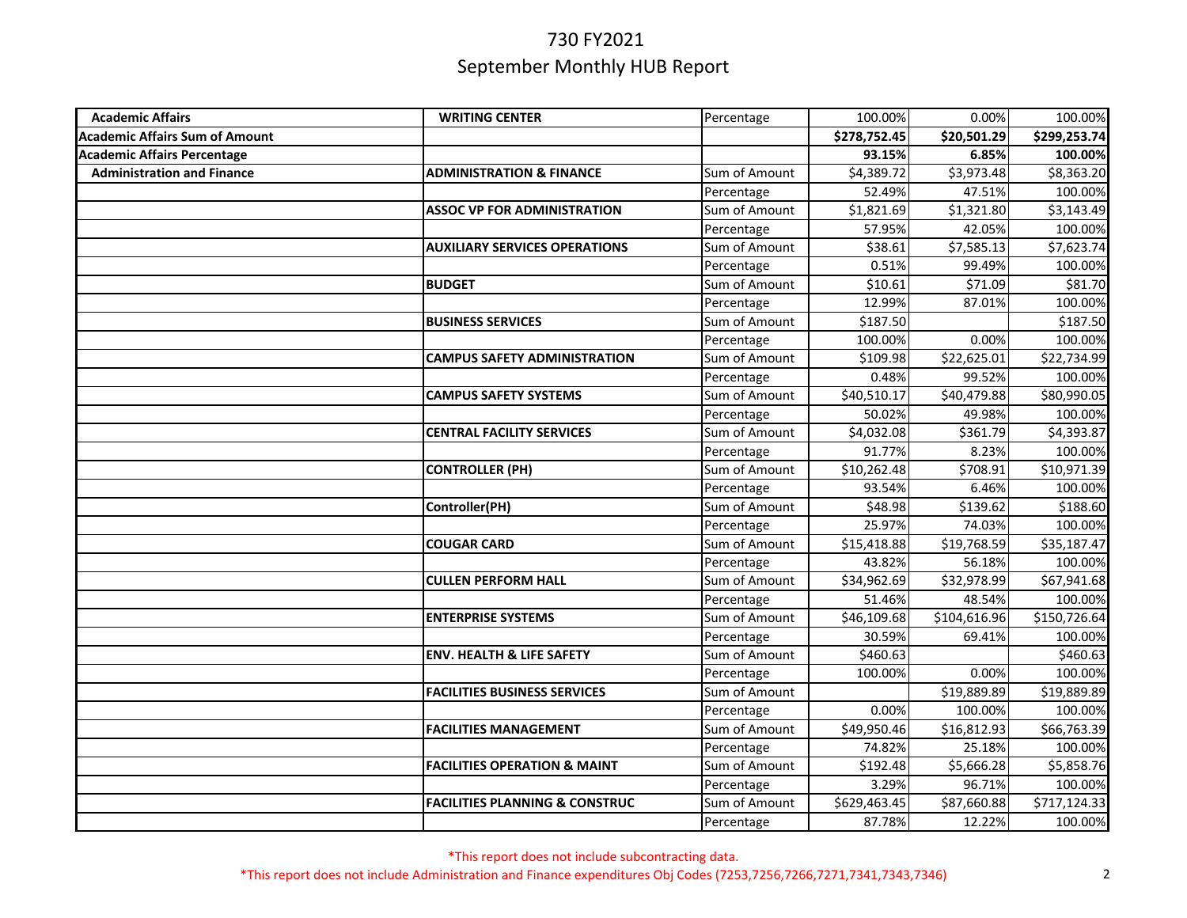# 730 FY2021

## September Monthly HUB Report

| | | | | | |
|---|---|---|---|---|---|
| **Academic Affairs** | **WRITING CENTER** | Percentage | 100.00% | 0.00% | 100.00% |
| **Academic Affairs Sum of Amount** | | | **$278,752.45** | **$20,501.29** | **$299,253.74** |
| **Academic Affairs Percentage** | | | **93.15%** | **6.85%** | **100.00%** |
| **Administration and Finance** | **ADMINISTRATION & FINANCE** | Sum of Amount | $4,389.72 | $3,973.48 | $8,363.20 |
| | | Percentage | 52.49% | 47.51% | 100.00% |
| | **ASSOC VP FOR ADMINISTRATION** | Sum of Amount | $1,821.69 | $1,321.80 | $3,143.49 |
| | | Percentage | 57.95% | 42.05% | 100.00% |
| | **AUXILIARY SERVICES OPERATIONS** | Sum of Amount | $38.61 | $7,585.13 | $7,623.74 |
| | | Percentage | 0.51% | 99.49% | 100.00% |
| | **BUDGET** | Sum of Amount | $10.61 | $71.09 | $81.70 |
| | | Percentage | 12.99% | 87.01% | 100.00% |
| | **BUSINESS SERVICES** | Sum of Amount | $187.50 | | $187.50 |
| | | Percentage | 100.00% | 0.00% | 100.00% |
| | **CAMPUS SAFETY ADMINISTRATION** | Sum of Amount | $109.98 | $22,625.01 | $22,734.99 |
| | | Percentage | 0.48% | 99.52% | 100.00% |
| | **CAMPUS SAFETY SYSTEMS** | Sum of Amount | $40,510.17 | $40,479.88 | $80,990.05 |
| | | Percentage | 50.02% | 49.98% | 100.00% |
| | **CENTRAL FACILITY SERVICES** | Sum of Amount | $4,032.08 | $361.79 | $4,393.87 |
| | | Percentage | 91.77% | 8.23% | 100.00% |
| | **CONTROLLER (PH)** | Sum of Amount | $10,262.48 | $708.91 | $10,971.39 |
| | | Percentage | 93.54% | 6.46% | 100.00% |
| | **Controller(PH)** | Sum of Amount | $48.98 | $139.62 | $188.60 |
| | | Percentage | 25.97% | 74.03% | 100.00% |
| | **COUGAR CARD** | Sum of Amount | $15,418.88 | $19,768.59 | $35,187.47 |
| | | Percentage | 43.82% | 56.18% | 100.00% |
| | **CULLEN PERFORM HALL** | Sum of Amount | $34,962.69 | $32,978.99 | $67,941.68 |
| | | Percentage | 51.46% | 48.54% | 100.00% |
| | **ENTERPRISE SYSTEMS** | Sum of Amount | $46,109.68 | $104,616.96 | $150,726.64 |
| | | Percentage | 30.59% | 69.41% | 100.00% |
| | **ENV. HEALTH & LIFE SAFETY** | Sum of Amount | $460.63 | | $460.63 |
| | | Percentage | 100.00% | 0.00% | 100.00% |
| | **FACILITIES BUSINESS SERVICES** | Sum of Amount | | $19,889.89 | $19,889.89 |
| | | Percentage | 0.00% | 100.00% | 100.00% |
| | **FACILITIES MANAGEMENT** | Sum of Amount | $49,950.46 | $16,812.93 | $66,763.39 |
| | | Percentage | 74.82% | 25.18% | 100.00% |
| | **FACILITIES OPERATION & MAINT** | Sum of Amount | $192.48 | $5,666.28 | $5,858.76 |
| | | Percentage | 3.29% | 96.71% | 100.00% |
| | **FACILITIES PLANNING & CONSTRUC** | Sum of Amount | $629,463.45 | $87,660.88 | $717,124.33 |
| | | Percentage | 87.78% | 12.22% | 100.00% |

*This report does not include subcontracting data.

*This report does not include Administration and Finance expenditures Obj Codes (7253,7256,7266,7271,7341,7343,7346)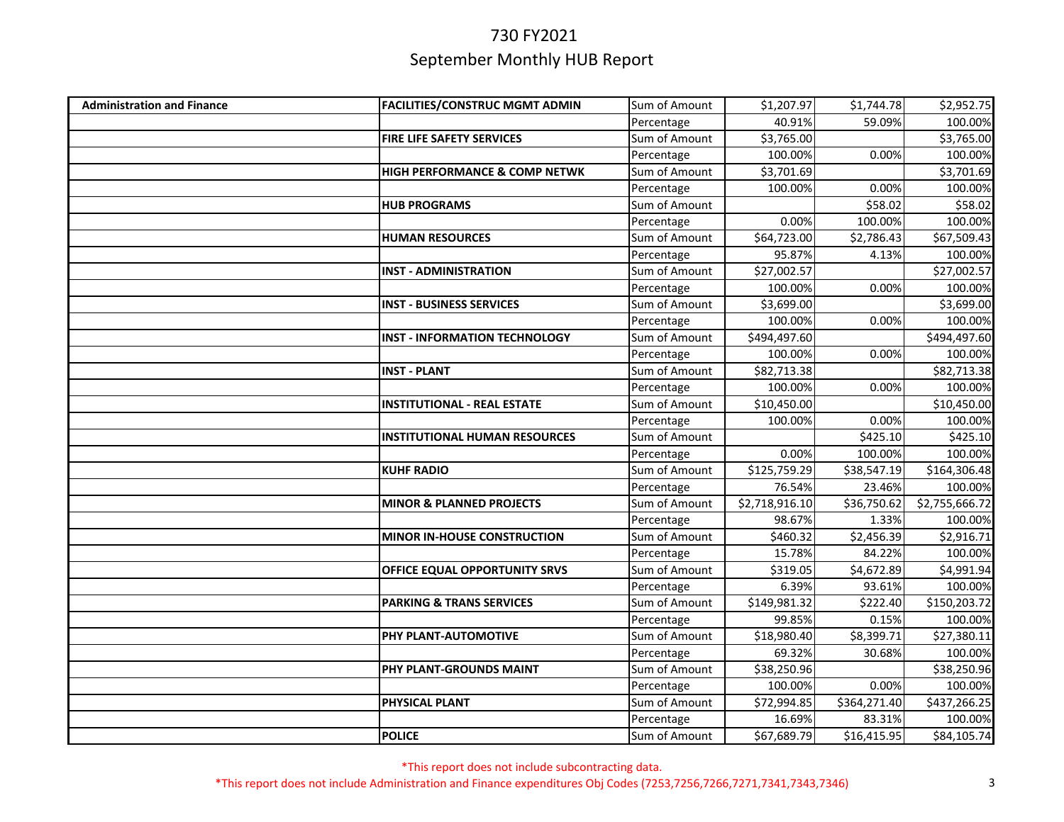# 730 FY2021

## September Monthly HUB Report

| | | | | | |
|---|---|---|---|---|---|
| **Administration and Finance** | **FACILITIES/CONSTRUC MGMT ADMIN** | Sum of Amount | $1,207.97 | $1,744.78 | $2,952.75 |
| | | Percentage | 40.91% | 59.09% | 100.00% |
| | **FIRE LIFE SAFETY SERVICES** | Sum of Amount | $3,765.00 | | $3,765.00 |
| | | Percentage | 100.00% | 0.00% | 100.00% |
| | **HIGH PERFORMANCE & COMP NETWK** | Sum of Amount | $3,701.69 | | $3,701.69 |
| | | Percentage | 100.00% | 0.00% | 100.00% |
| | **HUB PROGRAMS** | Sum of Amount | | $58.02 | $58.02 |
| | | Percentage | 0.00% | 100.00% | 100.00% |
| | **HUMAN RESOURCES** | Sum of Amount | $64,723.00 | $2,786.43 | $67,509.43 |
| | | Percentage | 95.87% | 4.13% | 100.00% |
| | **INST - ADMINISTRATION** | Sum of Amount | $27,002.57 | | $27,002.57 |
| | | Percentage | 100.00% | 0.00% | 100.00% |
| | **INST - BUSINESS SERVICES** | Sum of Amount | $3,699.00 | | $3,699.00 |
| | | Percentage | 100.00% | 0.00% | 100.00% |
| | **INST - INFORMATION TECHNOLOGY** | Sum of Amount | $494,497.60 | | $494,497.60 |
| | | Percentage | 100.00% | 0.00% | 100.00% |
| | **INST - PLANT** | Sum of Amount | $82,713.38 | | $82,713.38 |
| | | Percentage | 100.00% | 0.00% | 100.00% |
| | **INSTITUTIONAL - REAL ESTATE** | Sum of Amount | $10,450.00 | | $10,450.00 |
| | | Percentage | 100.00% | 0.00% | 100.00% |
| | **INSTITUTIONAL HUMAN RESOURCES** | Sum of Amount | | $425.10 | $425.10 |
| | | Percentage | 0.00% | 100.00% | 100.00% |
| | **KUHF RADIO** | Sum of Amount | $125,759.29 | $38,547.19 | $164,306.48 |
| | | Percentage | 76.54% | 23.46% | 100.00% |
| | **MINOR & PLANNED PROJECTS** | Sum of Amount | $2,718,916.10 | $36,750.62 | $2,755,666.72 |
| | | Percentage | 98.67% | 1.33% | 100.00% |
| | **MINOR IN-HOUSE CONSTRUCTION** | Sum of Amount | $460.32 | $2,456.39 | $2,916.71 |
| | | Percentage | 15.78% | 84.22% | 100.00% |
| | **OFFICE EQUAL OPPORTUNITY SRVS** | Sum of Amount | $319.05 | $4,672.89 | $4,991.94 |
| | | Percentage | 6.39% | 93.61% | 100.00% |
| | **PARKING & TRANS SERVICES** | Sum of Amount | $149,981.32 | $222.40 | $150,203.72 |
| | | Percentage | 99.85% | 0.15% | 100.00% |
| | **PHY PLANT-AUTOMOTIVE** | Sum of Amount | $18,980.40 | $8,399.71 | $27,380.11 |
| | | Percentage | 69.32% | 30.68% | 100.00% |
| | **PHY PLANT-GROUNDS MAINT** | Sum of Amount | $38,250.96 | | $38,250.96 |
| | | Percentage | 100.00% | 0.00% | 100.00% |
| | **PHYSICAL PLANT** | Sum of Amount | $72,994.85 | $364,271.40 | $437,266.25 |
| | | Percentage | 16.69% | 83.31% | 100.00% |
| | **POLICE** | Sum of Amount | $67,689.79 | $16,415.95 | $84,105.74 |

*This report does not include subcontracting data.

*This report does not include Administration and Finance expenditures Obj Codes (7253,7256,7266,7271,7341,7343,7346)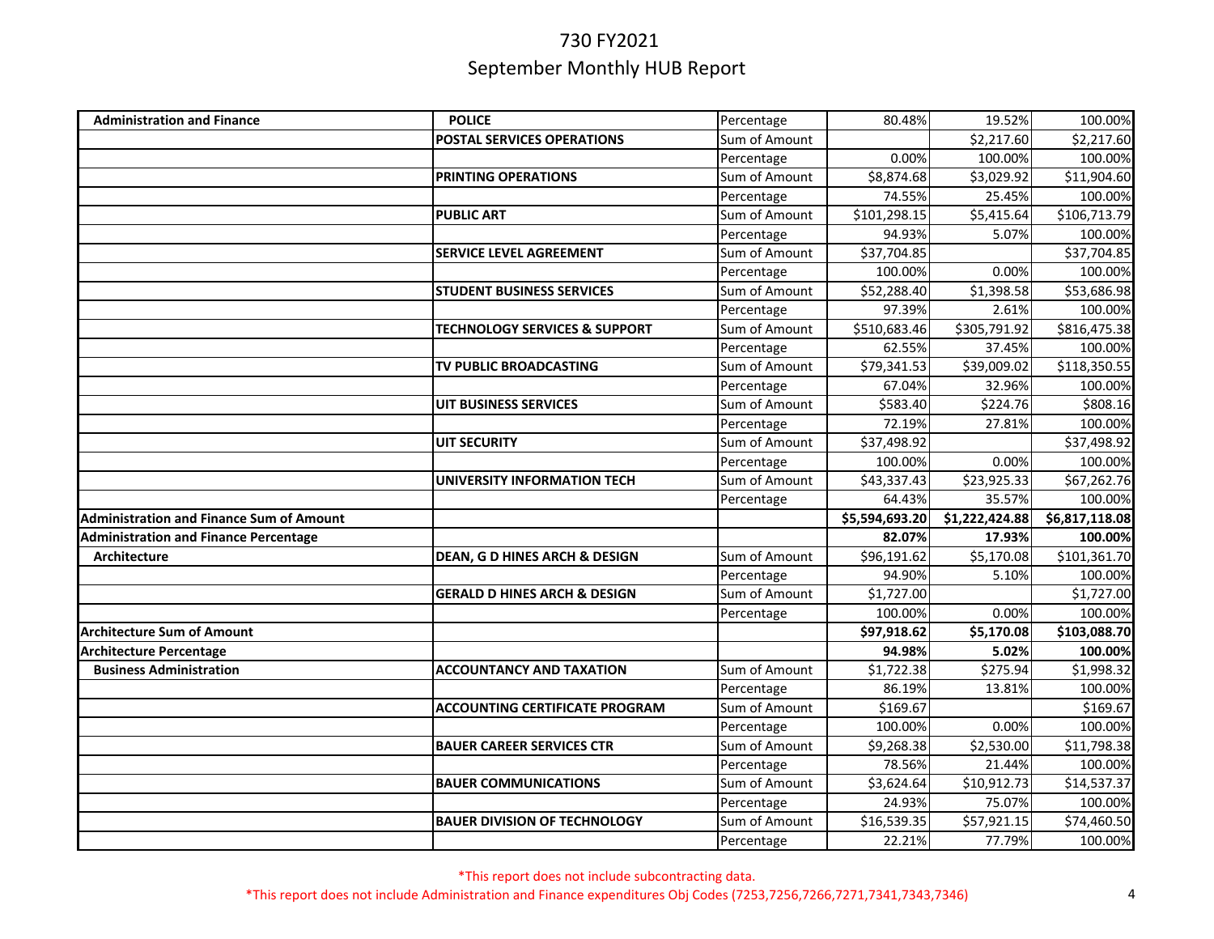# 730 FY2021

## September Monthly HUB Report

| | | | | | |
|---|---|---|---|---|---|
| **Administration and Finance** | **POLICE** | Percentage | 80.48% | 19.52% | 100.00% |
| | **POSTAL SERVICES OPERATIONS** | Sum of Amount | | $2,217.60 | $2,217.60 |
| | | Percentage | 0.00% | 100.00% | 100.00% |
| | **PRINTING OPERATIONS** | Sum of Amount | $8,874.68 | $3,029.92 | $11,904.60 |
| | | Percentage | 74.55% | 25.45% | 100.00% |
| | **PUBLIC ART** | Sum of Amount | $101,298.15 | $5,415.64 | $106,713.79 |
| | | Percentage | 94.93% | 5.07% | 100.00% |
| | **SERVICE LEVEL AGREEMENT** | Sum of Amount | $37,704.85 | | $37,704.85 |
| | | Percentage | 100.00% | 0.00% | 100.00% |
| | **STUDENT BUSINESS SERVICES** | Sum of Amount | $52,288.40 | $1,398.58 | $53,686.98 |
| | | Percentage | 97.39% | 2.61% | 100.00% |
| | **TECHNOLOGY SERVICES & SUPPORT** | Sum of Amount | $510,683.46 | $305,791.92 | $816,475.38 |
| | | Percentage | 62.55% | 37.45% | 100.00% |
| | **TV PUBLIC BROADCASTING** | Sum of Amount | $79,341.53 | $39,009.02 | $118,350.55 |
| | | Percentage | 67.04% | 32.96% | 100.00% |
| | **UIT BUSINESS SERVICES** | Sum of Amount | $583.40 | $224.76 | $808.16 |
| | | Percentage | 72.19% | 27.81% | 100.00% |
| | **UIT SECURITY** | Sum of Amount | $37,498.92 | | $37,498.92 |
| | | Percentage | 100.00% | 0.00% | 100.00% |
| | **UNIVERSITY INFORMATION TECH** | Sum of Amount | $43,337.43 | $23,925.33 | $67,262.76 |
| | | Percentage | 64.43% | 35.57% | 100.00% |
| **Administration and Finance Sum of Amount** | | | **$5,594,693.20** | **$1,222,424.88** | **$6,817,118.08** |
| **Administration and Finance Percentage** | | | **82.07%** | **17.93%** | **100.00%** |
| **Architecture** | **DEAN, G D HINES ARCH & DESIGN** | Sum of Amount | $96,191.62 | $5,170.08 | $101,361.70 |
| | | Percentage | 94.90% | 5.10% | 100.00% |
| | **GERALD D HINES ARCH & DESIGN** | Sum of Amount | $1,727.00 | | $1,727.00 |
| | | Percentage | 100.00% | 0.00% | 100.00% |
| **Architecture Sum of Amount** | | | **$97,918.62** | **$5,170.08** | **$103,088.70** |
| **Architecture Percentage** | | | **94.98%** | **5.02%** | **100.00%** |
| **Business Administration** | **ACCOUNTANCY AND TAXATION** | Sum of Amount | $1,722.38 | $275.94 | $1,998.32 |
| | | Percentage | 86.19% | 13.81% | 100.00% |
| | **ACCOUNTING CERTIFICATE PROGRAM** | Sum of Amount | $169.67 | | $169.67 |
| | | Percentage | 100.00% | 0.00% | 100.00% |
| | **BAUER CAREER SERVICES CTR** | Sum of Amount | $9,268.38 | $2,530.00 | $11,798.38 |
| | | Percentage | 78.56% | 21.44% | 100.00% |
| | **BAUER COMMUNICATIONS** | Sum of Amount | $3,624.64 | $10,912.73 | $14,537.37 |
| | | Percentage | 24.93% | 75.07% | 100.00% |
| | **BAUER DIVISION OF TECHNOLOGY** | Sum of Amount | $16,539.35 | $57,921.15 | $74,460.50 |
| | | Percentage | 22.21% | 77.79% | 100.00% |

*This report does not include subcontracting data.

*This report does not include Administration and Finance expenditures Obj Codes (7253,7256,7266,7271,7341,7343,7346)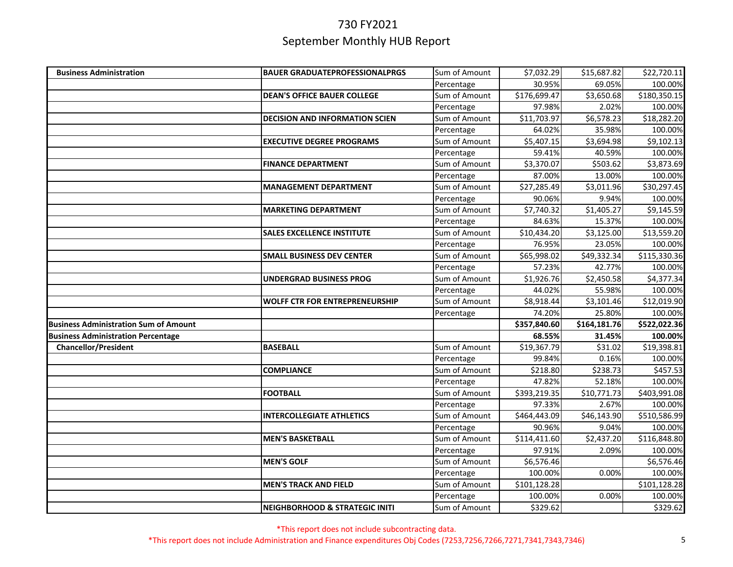# 730 FY2021

## September Monthly HUB Report

| | | | | | |
|---|---|---|---|---|---|
| **Business Administration** | **BAUER GRADUATEPROFESSIONALPRGS** | Sum of Amount | $7,032.29 | $15,687.82 | $22,720.11 |
| | | Percentage | 30.95% | 69.05% | 100.00% |
| | **DEAN'S OFFICE BAUER COLLEGE** | Sum of Amount | $176,699.47 | $3,650.68 | $180,350.15 |
| | | Percentage | 97.98% | 2.02% | 100.00% |
| | **DECISION AND INFORMATION SCIEN** | Sum of Amount | $11,703.97 | $6,578.23 | $18,282.20 |
| | | Percentage | 64.02% | 35.98% | 100.00% |
| | **EXECUTIVE DEGREE PROGRAMS** | Sum of Amount | $5,407.15 | $3,694.98 | $9,102.13 |
| | | Percentage | 59.41% | 40.59% | 100.00% |
| | **FINANCE DEPARTMENT** | Sum of Amount | $3,370.07 | $503.62 | $3,873.69 |
| | | Percentage | 87.00% | 13.00% | 100.00% |
| | **MANAGEMENT DEPARTMENT** | Sum of Amount | $27,285.49 | $3,011.96 | $30,297.45 |
| | | Percentage | 90.06% | 9.94% | 100.00% |
| | **MARKETING DEPARTMENT** | Sum of Amount | $7,740.32 | $1,405.27 | $9,145.59 |
| | | Percentage | 84.63% | 15.37% | 100.00% |
| | **SALES EXCELLENCE INSTITUTE** | Sum of Amount | $10,434.20 | $3,125.00 | $13,559.20 |
| | | Percentage | 76.95% | 23.05% | 100.00% |
| | **SMALL BUSINESS DEV CENTER** | Sum of Amount | $65,998.02 | $49,332.34 | $115,330.36 |
| | | Percentage | 57.23% | 42.77% | 100.00% |
| | **UNDERGRAD BUSINESS PROG** | Sum of Amount | $1,926.76 | $2,450.58 | $4,377.34 |
| | | Percentage | 44.02% | 55.98% | 100.00% |
| | **WOLFF CTR FOR ENTREPRENEURSHIP** | Sum of Amount | $8,918.44 | $3,101.46 | $12,019.90 |
| | | Percentage | 74.20% | 25.80% | 100.00% |
| **Business Administration Sum of Amount** | | | **$357,840.60** | **$164,181.76** | **$522,022.36** |
| **Business Administration Percentage** | | | **68.55%** | **31.45%** | **100.00%** |
| **Chancellor/President** | **BASEBALL** | Sum of Amount | $19,367.79 | $31.02 | $19,398.81 |
| | | Percentage | 99.84% | 0.16% | 100.00% |
| | **COMPLIANCE** | Sum of Amount | $218.80 | $238.73 | $457.53 |
| | | Percentage | 47.82% | 52.18% | 100.00% |
| | **FOOTBALL** | Sum of Amount | $393,219.35 | $10,771.73 | $403,991.08 |
| | | Percentage | 97.33% | 2.67% | 100.00% |
| | **INTERCOLLEGIATE ATHLETICS** | Sum of Amount | $464,443.09 | $46,143.90 | $510,586.99 |
| | | Percentage | 90.96% | 9.04% | 100.00% |
| | **MEN'S BASKETBALL** | Sum of Amount | $114,411.60 | $2,437.20 | $116,848.80 |
| | | Percentage | 97.91% | 2.09% | 100.00% |
| | **MEN'S GOLF** | Sum of Amount | $6,576.46 | | $6,576.46 |
| | | Percentage | 100.00% | 0.00% | 100.00% |
| | **MEN'S TRACK AND FIELD** | Sum of Amount | $101,128.28 | | $101,128.28 |
| | | Percentage | 100.00% | 0.00% | 100.00% |
| | **NEIGHBORHOOD & STRATEGIC INITI** | Sum of Amount | $329.62 | | $329.62 |

*This report does not include subcontracting data.

*This report does not include Administration and Finance expenditures Obj Codes (7253,7256,7266,7271,7341,7343,7346)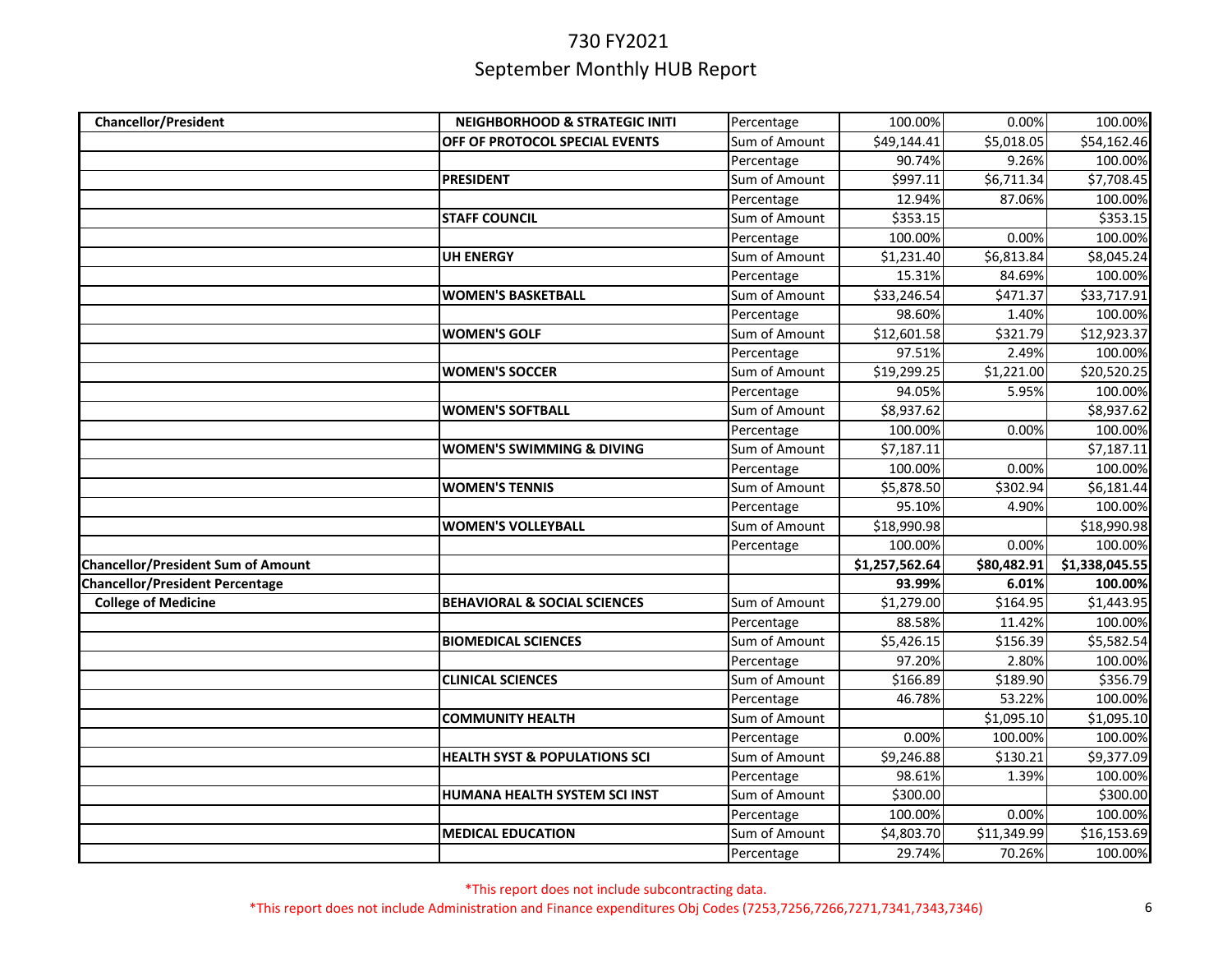# 730 FY2021
## September Monthly HUB Report

| | | | | | |
|---|---|---|---|---|---|
| **Chancellor/President** | **NEIGHBORHOOD & STRATEGIC INITI** | Percentage | 100.00% | 0.00% | 100.00% |
| | **OFF OF PROTOCOL SPECIAL EVENTS** | Sum of Amount | $49,144.41 | $5,018.05 | $54,162.46 |
| | | Percentage | 90.74% | 9.26% | 100.00% |
| | **PRESIDENT** | Sum of Amount | $997.11 | $6,711.34 | $7,708.45 |
| | | Percentage | 12.94% | 87.06% | 100.00% |
| | **STAFF COUNCIL** | Sum of Amount | $353.15 | | $353.15 |
| | | Percentage | 100.00% | 0.00% | 100.00% |
| | **UH ENERGY** | Sum of Amount | $1,231.40 | $6,813.84 | $8,045.24 |
| | | Percentage | 15.31% | 84.69% | 100.00% |
| | **WOMEN'S BASKETBALL** | Sum of Amount | $33,246.54 | $471.37 | $33,717.91 |
| | | Percentage | 98.60% | 1.40% | 100.00% |
| | **WOMEN'S GOLF** | Sum of Amount | $12,601.58 | $321.79 | $12,923.37 |
| | | Percentage | 97.51% | 2.49% | 100.00% |
| | **WOMEN'S SOCCER** | Sum of Amount | $19,299.25 | $1,221.00 | $20,520.25 |
| | | Percentage | 94.05% | 5.95% | 100.00% |
| | **WOMEN'S SOFTBALL** | Sum of Amount | $8,937.62 | | $8,937.62 |
| | | Percentage | 100.00% | 0.00% | 100.00% |
| | **WOMEN'S SWIMMING & DIVING** | Sum of Amount | $7,187.11 | | $7,187.11 |
| | | Percentage | 100.00% | 0.00% | 100.00% |
| | **WOMEN'S TENNIS** | Sum of Amount | $5,878.50 | $302.94 | $6,181.44 |
| | | Percentage | 95.10% | 4.90% | 100.00% |
| | **WOMEN'S VOLLEYBALL** | Sum of Amount | $18,990.98 | | $18,990.98 |
| | | Percentage | 100.00% | 0.00% | 100.00% |
| **Chancellor/President Sum of Amount** | | | **$1,257,562.64** | **$80,482.91** | **$1,338,045.55** |
| **Chancellor/President Percentage** | | | **93.99%** | **6.01%** | **100.00%** |
| **College of Medicine** | **BEHAVIORAL & SOCIAL SCIENCES** | Sum of Amount | $1,279.00 | $164.95 | $1,443.95 |
| | | Percentage | 88.58% | 11.42% | 100.00% |
| | **BIOMEDICAL SCIENCES** | Sum of Amount | $5,426.15 | $156.39 | $5,582.54 |
| | | Percentage | 97.20% | 2.80% | 100.00% |
| | **CLINICAL SCIENCES** | Sum of Amount | $166.89 | $189.90 | $356.79 |
| | | Percentage | 46.78% | 53.22% | 100.00% |
| | **COMMUNITY HEALTH** | Sum of Amount | | $1,095.10 | $1,095.10 |
| | | Percentage | 0.00% | 100.00% | 100.00% |
| | **HEALTH SYST & POPULATIONS SCI** | Sum of Amount | $9,246.88 | $130.21 | $9,377.09 |
| | | Percentage | 98.61% | 1.39% | 100.00% |
| | **HUMANA HEALTH SYSTEM SCI INST** | Sum of Amount | $300.00 | | $300.00 |
| | | Percentage | 100.00% | 0.00% | 100.00% |
| | **MEDICAL EDUCATION** | Sum of Amount | $4,803.70 | $11,349.99 | $16,153.69 |
| | | Percentage | 29.74% | 70.26% | 100.00% |

*This report does not include subcontracting data.

*This report does not include Administration and Finance expenditures Obj Codes (7253,7256,7266,7271,7341,7343,7346)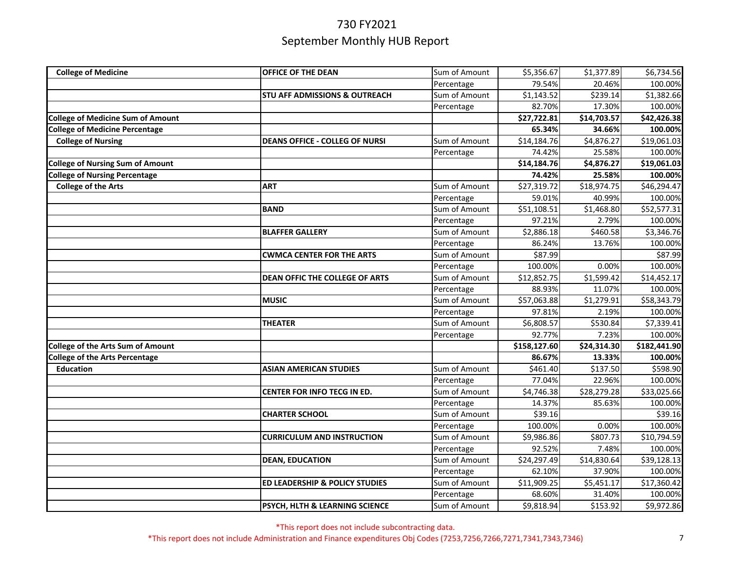# 730 FY2021

## September Monthly HUB Report

| | | | | | |
|---|---|---|---|---|---|
| **College of Medicine** | **OFFICE OF THE DEAN** | Sum of Amount | $5,356.67 | $1,377.89 | $6,734.56 |
| | | Percentage | 79.54% | 20.46% | 100.00% |
| | **STU AFF ADMISSIONS & OUTREACH** | Sum of Amount | $1,143.52 | $239.14 | $1,382.66 |
| | | Percentage | 82.70% | 17.30% | 100.00% |
| **College of Medicine Sum of Amount** | | | **$27,722.81** | **$14,703.57** | **$42,426.38** |
| **College of Medicine Percentage** | | | **65.34%** | **34.66%** | **100.00%** |
| **College of Nursing** | **DEANS OFFICE - COLLEG OF NURSI** | Sum of Amount | $14,184.76 | $4,876.27 | $19,061.03 |
| | | Percentage | 74.42% | 25.58% | 100.00% |
| **College of Nursing Sum of Amount** | | | **$14,184.76** | **$4,876.27** | **$19,061.03** |
| **College of Nursing Percentage** | | | **74.42%** | **25.58%** | **100.00%** |
| **College of the Arts** | **ART** | Sum of Amount | $27,319.72 | $18,974.75 | $46,294.47 |
| | | Percentage | 59.01% | 40.99% | 100.00% |
| | **BAND** | Sum of Amount | $51,108.51 | $1,468.80 | $52,577.31 |
| | | Percentage | 97.21% | 2.79% | 100.00% |
| | **BLAFFER GALLERY** | Sum of Amount | $2,886.18 | $460.58 | $3,346.76 |
| | | Percentage | 86.24% | 13.76% | 100.00% |
| | **CWMCA CENTER FOR THE ARTS** | Sum of Amount | $87.99 | | $87.99 |
| | | Percentage | 100.00% | 0.00% | 100.00% |
| | **DEAN OFFIC THE COLLEGE OF ARTS** | Sum of Amount | $12,852.75 | $1,599.42 | $14,452.17 |
| | | Percentage | 88.93% | 11.07% | 100.00% |
| | **MUSIC** | Sum of Amount | $57,063.88 | $1,279.91 | $58,343.79 |
| | | Percentage | 97.81% | 2.19% | 100.00% |
| | **THEATER** | Sum of Amount | $6,808.57 | $530.84 | $7,339.41 |
| | | Percentage | 92.77% | 7.23% | 100.00% |
| **College of the Arts Sum of Amount** | | | **$158,127.60** | **$24,314.30** | **$182,441.90** |
| **College of the Arts Percentage** | | | **86.67%** | **13.33%** | **100.00%** |
| **Education** | **ASIAN AMERICAN STUDIES** | Sum of Amount | $461.40 | $137.50 | $598.90 |
| | | Percentage | 77.04% | 22.96% | 100.00% |
| | **CENTER FOR INFO TECG IN ED.** | Sum of Amount | $4,746.38 | $28,279.28 | $33,025.66 |
| | | Percentage | 14.37% | 85.63% | 100.00% |
| | **CHARTER SCHOOL** | Sum of Amount | $39.16 | | $39.16 |
| | | Percentage | 100.00% | 0.00% | 100.00% |
| | **CURRICULUM AND INSTRUCTION** | Sum of Amount | $9,986.86 | $807.73 | $10,794.59 |
| | | Percentage | 92.52% | 7.48% | 100.00% |
| | **DEAN, EDUCATION** | Sum of Amount | $24,297.49 | $14,830.64 | $39,128.13 |
| | | Percentage | 62.10% | 37.90% | 100.00% |
| | **ED LEADERSHIP & POLICY STUDIES** | Sum of Amount | $11,909.25 | $5,451.17 | $17,360.42 |
| | | Percentage | 68.60% | 31.40% | 100.00% |
| | **PSYCH, HLTH & LEARNING SCIENCE** | Sum of Amount | $9,818.94 | $153.92 | $9,972.86 |

*This report does not include subcontracting data.

*This report does not include Administration and Finance expenditures Obj Codes (7253,7256,7266,7271,7341,7343,7346)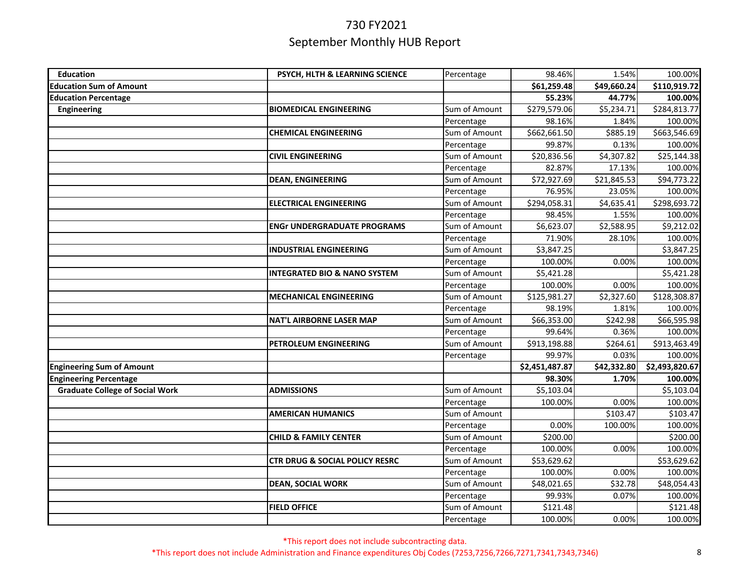# 730 FY2021

## September Monthly HUB Report

| | | | | | |
|---|---|---|---|---|---|
| **Education** | **PSYCH, HLTH & LEARNING SCIENCE** | Percentage | 98.46% | 1.54% | 100.00% |
| **Education Sum of Amount** | | | **$61,259.48** | **$49,660.24** | **$110,919.72** |
| **Education Percentage** | | | **55.23%** | **44.77%** | **100.00%** |
| **Engineering** | **BIOMEDICAL ENGINEERING** | Sum of Amount | $279,579.06 | $5,234.71 | $284,813.77 |
| | | Percentage | 98.16% | 1.84% | 100.00% |
| | **CHEMICAL ENGINEERING** | Sum of Amount | $662,661.50 | $885.19 | $663,546.69 |
| | | Percentage | 99.87% | 0.13% | 100.00% |
| | **CIVIL ENGINEERING** | Sum of Amount | $20,836.56 | $4,307.82 | $25,144.38 |
| | | Percentage | 82.87% | 17.13% | 100.00% |
| | **DEAN, ENGINEERING** | Sum of Amount | $72,927.69 | $21,845.53 | $94,773.22 |
| | | Percentage | 76.95% | 23.05% | 100.00% |
| | **ELECTRICAL ENGINEERING** | Sum of Amount | $294,058.31 | $4,635.41 | $298,693.72 |
| | | Percentage | 98.45% | 1.55% | 100.00% |
| | **ENGr UNDERGRADUATE PROGRAMS** | Sum of Amount | $6,623.07 | $2,588.95 | $9,212.02 |
| | | Percentage | 71.90% | 28.10% | 100.00% |
| | **INDUSTRIAL ENGINEERING** | Sum of Amount | $3,847.25 | | $3,847.25 |
| | | Percentage | 100.00% | 0.00% | 100.00% |
| | **INTEGRATED BIO & NANO SYSTEM** | Sum of Amount | $5,421.28 | | $5,421.28 |
| | | Percentage | 100.00% | 0.00% | 100.00% |
| | **MECHANICAL ENGINEERING** | Sum of Amount | $125,981.27 | $2,327.60 | $128,308.87 |
| | | Percentage | 98.19% | 1.81% | 100.00% |
| | **NAT'L AIRBORNE LASER MAP** | Sum of Amount | $66,353.00 | $242.98 | $66,595.98 |
| | | Percentage | 99.64% | 0.36% | 100.00% |
| | **PETROLEUM ENGINEERING** | Sum of Amount | $913,198.88 | $264.61 | $913,463.49 |
| | | Percentage | 99.97% | 0.03% | 100.00% |
| **Engineering Sum of Amount** | | | **$2,451,487.87** | **$42,332.80** | **$2,493,820.67** |
| **Engineering Percentage** | | | **98.30%** | **1.70%** | **100.00%** |
| **Graduate College of Social Work** | **ADMISSIONS** | Sum of Amount | $5,103.04 | | $5,103.04 |
| | | Percentage | 100.00% | 0.00% | 100.00% |
| | **AMERICAN HUMANICS** | Sum of Amount | | $103.47 | $103.47 |
| | | Percentage | 0.00% | 100.00% | 100.00% |
| | **CHILD & FAMILY CENTER** | Sum of Amount | $200.00 | | $200.00 |
| | | Percentage | 100.00% | 0.00% | 100.00% |
| | **CTR DRUG & SOCIAL POLICY RESRC** | Sum of Amount | $53,629.62 | | $53,629.62 |
| | | Percentage | 100.00% | 0.00% | 100.00% |
| | **DEAN, SOCIAL WORK** | Sum of Amount | $48,021.65 | $32.78 | $48,054.43 |
| | | Percentage | 99.93% | 0.07% | 100.00% |
| | **FIELD OFFICE** | Sum of Amount | $121.48 | | $121.48 |
| | | Percentage | 100.00% | 0.00% | 100.00% |

*This report does not include subcontracting data.

*This report does not include Administration and Finance expenditures Obj Codes (7253,7256,7266,7271,7341,7343,7346)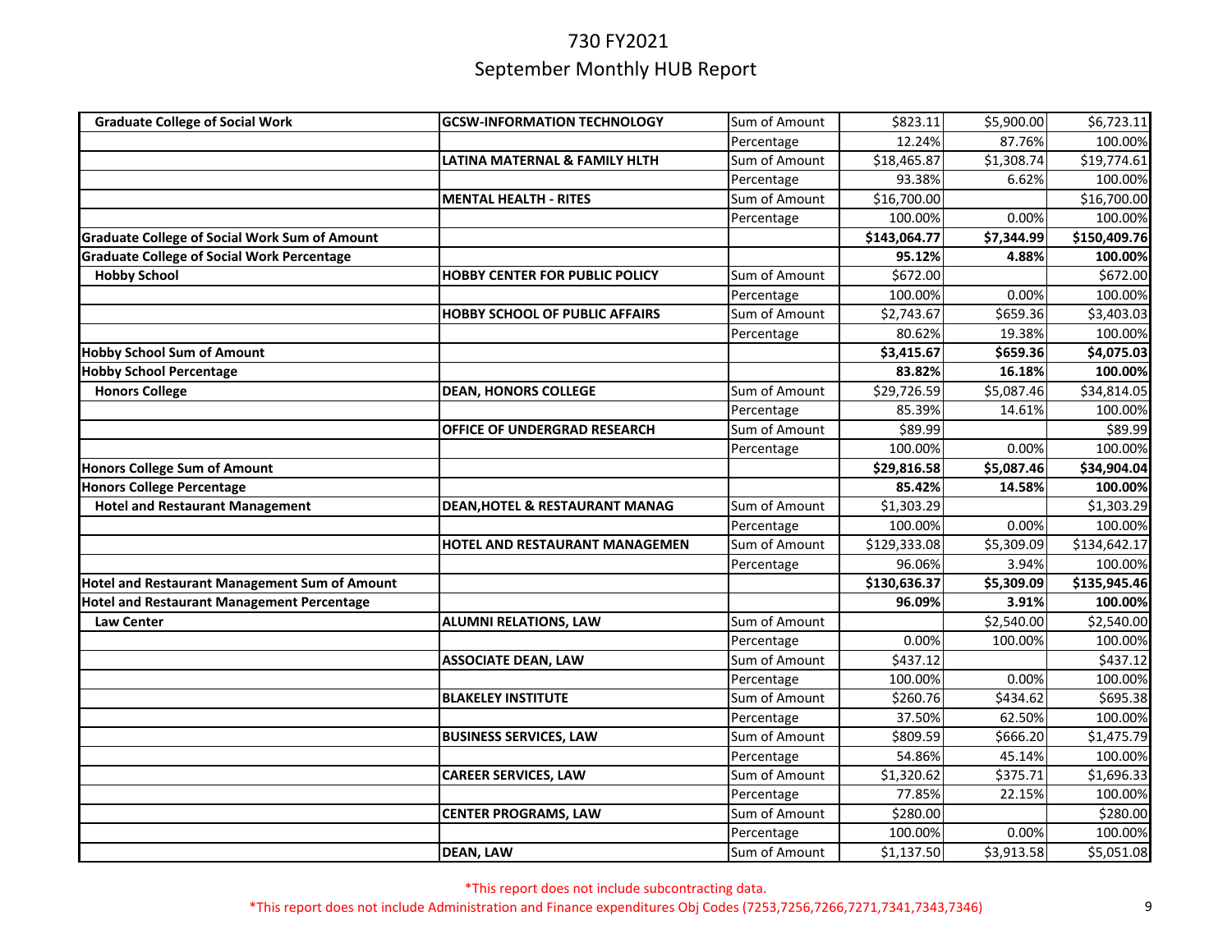# 730 FY2021

## September Monthly HUB Report

| | | | | | |
|---|---|---|---|---|---|
| **Graduate College of Social Work** | **GCSW-INFORMATION TECHNOLOGY** | Sum of Amount | $823.11 | $5,900.00 | $6,723.11 |
| | | Percentage | 12.24% | 87.76% | 100.00% |
| | **LATINA MATERNAL & FAMILY HLTH** | Sum of Amount | $18,465.87 | $1,308.74 | $19,774.61 |
| | | Percentage | 93.38% | 6.62% | 100.00% |
| | **MENTAL HEALTH - RITES** | Sum of Amount | $16,700.00 | | $16,700.00 |
| | | Percentage | 100.00% | 0.00% | 100.00% |
| **Graduate College of Social Work Sum of Amount** | | | **$143,064.77** | **$7,344.99** | **$150,409.76** |
| **Graduate College of Social Work Percentage** | | | **95.12%** | **4.88%** | **100.00%** |
| **Hobby School** | **HOBBY CENTER FOR PUBLIC POLICY** | Sum of Amount | $672.00 | | $672.00 |
| | | Percentage | 100.00% | 0.00% | 100.00% |
| | **HOBBY SCHOOL OF PUBLIC AFFAIRS** | Sum of Amount | $2,743.67 | $659.36 | $3,403.03 |
| | | Percentage | 80.62% | 19.38% | 100.00% |
| **Hobby School Sum of Amount** | | | **$3,415.67** | **$659.36** | **$4,075.03** |
| **Hobby School Percentage** | | | **83.82%** | **16.18%** | **100.00%** |
| **Honors College** | **DEAN, HONORS COLLEGE** | Sum of Amount | $29,726.59 | $5,087.46 | $34,814.05 |
| | | Percentage | 85.39% | 14.61% | 100.00% |
| | **OFFICE OF UNDERGRAD RESEARCH** | Sum of Amount | $89.99 | | $89.99 |
| | | Percentage | 100.00% | 0.00% | 100.00% |
| **Honors College Sum of Amount** | | | **$29,816.58** | **$5,087.46** | **$34,904.04** |
| **Honors College Percentage** | | | **85.42%** | **14.58%** | **100.00%** |
| **Hotel and Restaurant Management** | **DEAN,HOTEL & RESTAURANT MANAG** | Sum of Amount | $1,303.29 | | $1,303.29 |
| | | Percentage | 100.00% | 0.00% | 100.00% |
| | **HOTEL AND RESTAURANT MANAGEMEN** | Sum of Amount | $129,333.08 | $5,309.09 | $134,642.17 |
| | | Percentage | 96.06% | 3.94% | 100.00% |
| **Hotel and Restaurant Management Sum of Amount** | | | **$130,636.37** | **$5,309.09** | **$135,945.46** |
| **Hotel and Restaurant Management Percentage** | | | **96.09%** | **3.91%** | **100.00%** |
| **Law Center** | **ALUMNI RELATIONS, LAW** | Sum of Amount | | $2,540.00 | $2,540.00 |
| | | Percentage | 0.00% | 100.00% | 100.00% |
| | **ASSOCIATE DEAN, LAW** | Sum of Amount | $437.12 | | $437.12 |
| | | Percentage | 100.00% | 0.00% | 100.00% |
| | **BLAKELEY INSTITUTE** | Sum of Amount | $260.76 | $434.62 | $695.38 |
| | | Percentage | 37.50% | 62.50% | 100.00% |
| | **BUSINESS SERVICES, LAW** | Sum of Amount | $809.59 | $666.20 | $1,475.79 |
| | | Percentage | 54.86% | 45.14% | 100.00% |
| | **CAREER SERVICES, LAW** | Sum of Amount | $1,320.62 | $375.71 | $1,696.33 |
| | | Percentage | 77.85% | 22.15% | 100.00% |
| | **CENTER PROGRAMS, LAW** | Sum of Amount | $280.00 | | $280.00 |
| | | Percentage | 100.00% | 0.00% | 100.00% |
| | **DEAN, LAW** | Sum of Amount | $1,137.50 | $3,913.58 | $5,051.08 |

*This report does not include subcontracting data.

*This report does not include Administration and Finance expenditures Obj Codes (7253,7256,7266,7271,7341,7343,7346)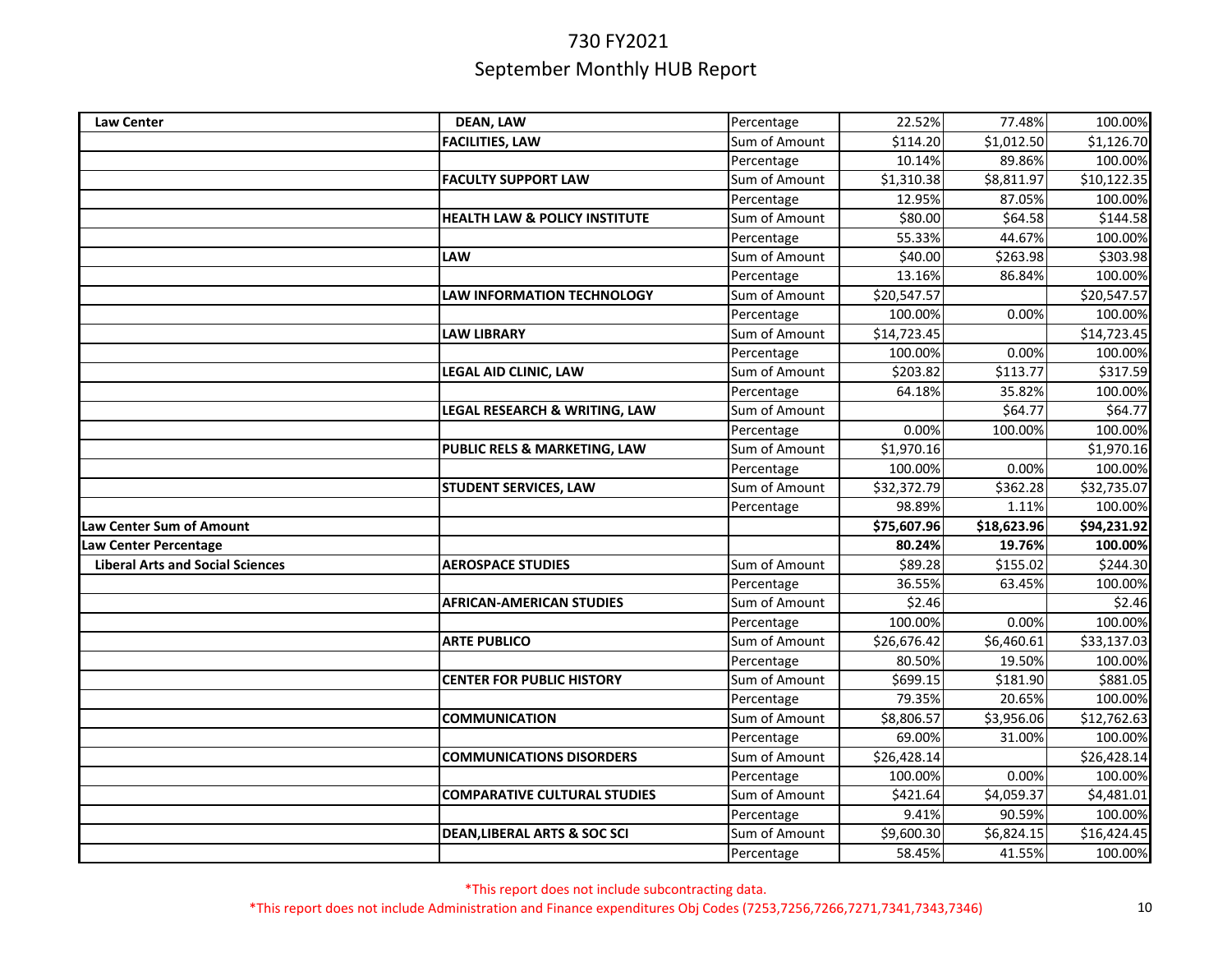# 730 FY2021

## September Monthly HUB Report

| | | | | | |
|---|---|---|---|---|---|
| **Law Center** | **DEAN, LAW** | Percentage | 22.52% | 77.48% | 100.00% |
| | **FACILITIES, LAW** | Sum of Amount | $114.20 | $1,012.50 | $1,126.70 |
| | | Percentage | 10.14% | 89.86% | 100.00% |
| | **FACULTY SUPPORT LAW** | Sum of Amount | $1,310.38 | $8,811.97 | $10,122.35 |
| | | Percentage | 12.95% | 87.05% | 100.00% |
| | **HEALTH LAW & POLICY INSTITUTE** | Sum of Amount | $80.00 | $64.58 | $144.58 |
| | | Percentage | 55.33% | 44.67% | 100.00% |
| | **LAW** | Sum of Amount | $40.00 | $263.98 | $303.98 |
| | | Percentage | 13.16% | 86.84% | 100.00% |
| | **LAW INFORMATION TECHNOLOGY** | Sum of Amount | $20,547.57 | | $20,547.57 |
| | | Percentage | 100.00% | 0.00% | 100.00% |
| | **LAW LIBRARY** | Sum of Amount | $14,723.45 | | $14,723.45 |
| | | Percentage | 100.00% | 0.00% | 100.00% |
| | **LEGAL AID CLINIC, LAW** | Sum of Amount | $203.82 | $113.77 | $317.59 |
| | | Percentage | 64.18% | 35.82% | 100.00% |
| | **LEGAL RESEARCH & WRITING, LAW** | Sum of Amount | | $64.77 | $64.77 |
| | | Percentage | 0.00% | 100.00% | 100.00% |
| | **PUBLIC RELS & MARKETING, LAW** | Sum of Amount | $1,970.16 | | $1,970.16 |
| | | Percentage | 100.00% | 0.00% | 100.00% |
| | **STUDENT SERVICES, LAW** | Sum of Amount | $32,372.79 | $362.28 | $32,735.07 |
| | | Percentage | 98.89% | 1.11% | 100.00% |
| **Law Center Sum of Amount** | | | **$75,607.96** | **$18,623.96** | **$94,231.92** |
| **Law Center Percentage** | | | **80.24%** | **19.76%** | **100.00%** |
| **Liberal Arts and Social Sciences** | **AEROSPACE STUDIES** | Sum of Amount | $89.28 | $155.02 | $244.30 |
| | | Percentage | 36.55% | 63.45% | 100.00% |
| | **AFRICAN-AMERICAN STUDIES** | Sum of Amount | $2.46 | | $2.46 |
| | | Percentage | 100.00% | 0.00% | 100.00% |
| | **ARTE PUBLICO** | Sum of Amount | $26,676.42 | $6,460.61 | $33,137.03 |
| | | Percentage | 80.50% | 19.50% | 100.00% |
| | **CENTER FOR PUBLIC HISTORY** | Sum of Amount | $699.15 | $181.90 | $881.05 |
| | | Percentage | 79.35% | 20.65% | 100.00% |
| | **COMMUNICATION** | Sum of Amount | $8,806.57 | $3,956.06 | $12,762.63 |
| | | Percentage | 69.00% | 31.00% | 100.00% |
| | **COMMUNICATIONS DISORDERS** | Sum of Amount | $26,428.14 | | $26,428.14 |
| | | Percentage | 100.00% | 0.00% | 100.00% |
| | **COMPARATIVE CULTURAL STUDIES** | Sum of Amount | $421.64 | $4,059.37 | $4,481.01 |
| | | Percentage | 9.41% | 90.59% | 100.00% |
| | **DEAN,LIBERAL ARTS & SOC SCI** | Sum of Amount | $9,600.30 | $6,824.15 | $16,424.45 |
| | | Percentage | 58.45% | 41.55% | 100.00% |

*This report does not include subcontracting data.

*This report does not include Administration and Finance expenditures Obj Codes (7253,7256,7266,7271,7341,7343,7346)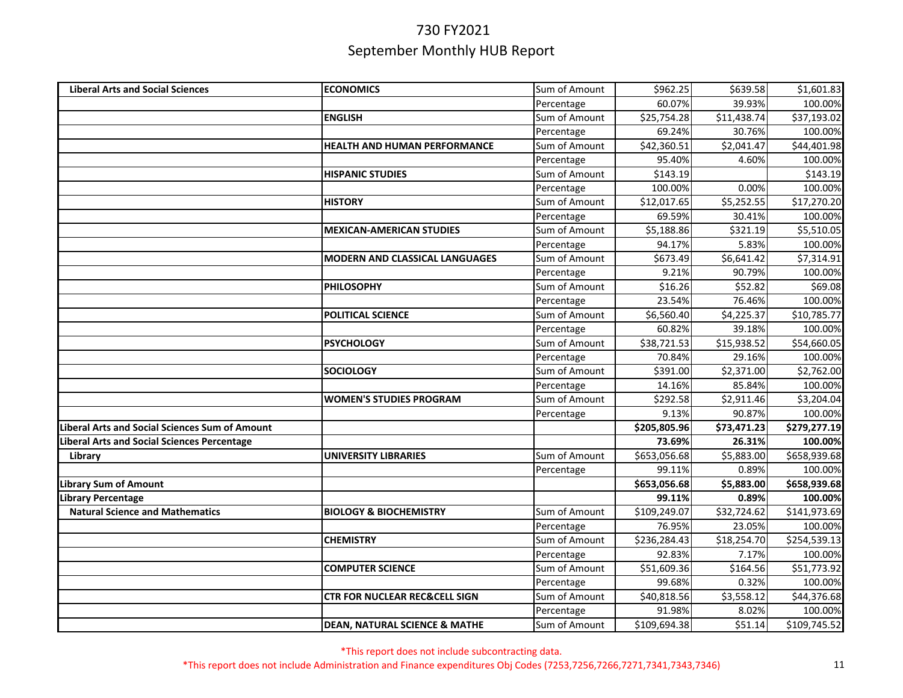# 730 FY2021

## September Monthly HUB Report

| | | | | | |
|---|---|---|---|---|---|
| **Liberal Arts and Social Sciences** | **ECONOMICS** | Sum of Amount | $962.25 | $639.58 | $1,601.83 |
| | | Percentage | 60.07% | 39.93% | 100.00% |
| | **ENGLISH** | Sum of Amount | $25,754.28 | $11,438.74 | $37,193.02 |
| | | Percentage | 69.24% | 30.76% | 100.00% |
| | **HEALTH AND HUMAN PERFORMANCE** | Sum of Amount | $42,360.51 | $2,041.47 | $44,401.98 |
| | | Percentage | 95.40% | 4.60% | 100.00% |
| | **HISPANIC STUDIES** | Sum of Amount | $143.19 | | $143.19 |
| | | Percentage | 100.00% | 0.00% | 100.00% |
| | **HISTORY** | Sum of Amount | $12,017.65 | $5,252.55 | $17,270.20 |
| | | Percentage | 69.59% | 30.41% | 100.00% |
| | **MEXICAN-AMERICAN STUDIES** | Sum of Amount | $5,188.86 | $321.19 | $5,510.05 |
| | | Percentage | 94.17% | 5.83% | 100.00% |
| | **MODERN AND CLASSICAL LANGUAGES** | Sum of Amount | $673.49 | $6,641.42 | $7,314.91 |
| | | Percentage | 9.21% | 90.79% | 100.00% |
| | **PHILOSOPHY** | Sum of Amount | $16.26 | $52.82 | $69.08 |
| | | Percentage | 23.54% | 76.46% | 100.00% |
| | **POLITICAL SCIENCE** | Sum of Amount | $6,560.40 | $4,225.37 | $10,785.77 |
| | | Percentage | 60.82% | 39.18% | 100.00% |
| | **PSYCHOLOGY** | Sum of Amount | $38,721.53 | $15,938.52 | $54,660.05 |
| | | Percentage | 70.84% | 29.16% | 100.00% |
| | **SOCIOLOGY** | Sum of Amount | $391.00 | $2,371.00 | $2,762.00 |
| | | Percentage | 14.16% | 85.84% | 100.00% |
| | **WOMEN'S STUDIES PROGRAM** | Sum of Amount | $292.58 | $2,911.46 | $3,204.04 |
| | | Percentage | 9.13% | 90.87% | 100.00% |
| **Liberal Arts and Social Sciences Sum of Amount** | | | **$205,805.96** | **$73,471.23** | **$279,277.19** |
| **Liberal Arts and Social Sciences Percentage** | | | **73.69%** | **26.31%** | **100.00%** |
| **Library** | **UNIVERSITY LIBRARIES** | Sum of Amount | $653,056.68 | $5,883.00 | $658,939.68 |
| | | Percentage | 99.11% | 0.89% | 100.00% |
| **Library Sum of Amount** | | | **$653,056.68** | **$5,883.00** | **$658,939.68** |
| **Library Percentage** | | | **99.11%** | **0.89%** | **100.00%** |
| **Natural Science and Mathematics** | **BIOLOGY & BIOCHEMISTRY** | Sum of Amount | $109,249.07 | $32,724.62 | $141,973.69 |
| | | Percentage | 76.95% | 23.05% | 100.00% |
| | **CHEMISTRY** | Sum of Amount | $236,284.43 | $18,254.70 | $254,539.13 |
| | | Percentage | 92.83% | 7.17% | 100.00% |
| | **COMPUTER SCIENCE** | Sum of Amount | $51,609.36 | $164.56 | $51,773.92 |
| | | Percentage | 99.68% | 0.32% | 100.00% |
| | **CTR FOR NUCLEAR REC&CELL SIGN** | Sum of Amount | $40,818.56 | $3,558.12 | $44,376.68 |
| | | Percentage | 91.98% | 8.02% | 100.00% |
| | **DEAN, NATURAL SCIENCE & MATHE** | Sum of Amount | $109,694.38 | $51.14 | $109,745.52 |

*This report does not include subcontracting data.

*This report does not include Administration and Finance expenditures Obj Codes (7253,7256,7266,7271,7341,7343,7346)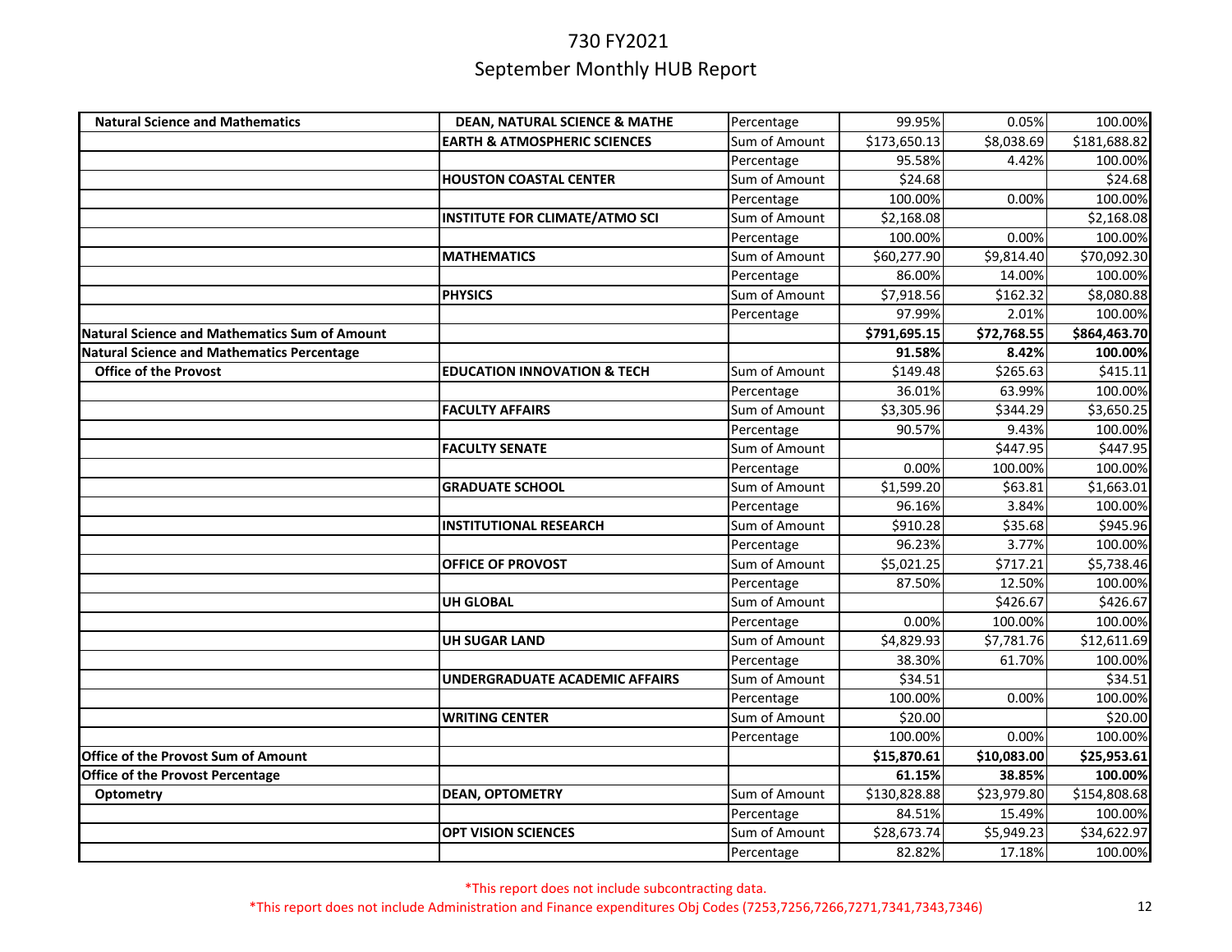# 730 FY2021

## September Monthly HUB Report

| | | | | | |
|---|---|---|---|---|---|
| **Natural Science and Mathematics** | **DEAN, NATURAL SCIENCE & MATHE** | Percentage | 99.95% | 0.05% | 100.00% |
| | **EARTH & ATMOSPHERIC SCIENCES** | Sum of Amount | $173,650.13 | $8,038.69 | $181,688.82 |
| | | Percentage | 95.58% | 4.42% | 100.00% |
| | **HOUSTON COASTAL CENTER** | Sum of Amount | $24.68 | | $24.68 |
| | | Percentage | 100.00% | 0.00% | 100.00% |
| | **INSTITUTE FOR CLIMATE/ATMO SCI** | Sum of Amount | $2,168.08 | | $2,168.08 |
| | | Percentage | 100.00% | 0.00% | 100.00% |
| | **MATHEMATICS** | Sum of Amount | $60,277.90 | $9,814.40 | $70,092.30 |
| | | Percentage | 86.00% | 14.00% | 100.00% |
| | **PHYSICS** | Sum of Amount | $7,918.56 | $162.32 | $8,080.88 |
| | | Percentage | 97.99% | 2.01% | 100.00% |
| **Natural Science and Mathematics Sum of Amount** | | | **$791,695.15** | **$72,768.55** | **$864,463.70** |
| **Natural Science and Mathematics Percentage** | | | **91.58%** | **8.42%** | **100.00%** |
| **Office of the Provost** | **EDUCATION INNOVATION & TECH** | Sum of Amount | $149.48 | $265.63 | $415.11 |
| | | Percentage | 36.01% | 63.99% | 100.00% |
| | **FACULTY AFFAIRS** | Sum of Amount | $3,305.96 | $344.29 | $3,650.25 |
| | | Percentage | 90.57% | 9.43% | 100.00% |
| | **FACULTY SENATE** | Sum of Amount | | $447.95 | $447.95 |
| | | Percentage | 0.00% | 100.00% | 100.00% |
| | **GRADUATE SCHOOL** | Sum of Amount | $1,599.20 | $63.81 | $1,663.01 |
| | | Percentage | 96.16% | 3.84% | 100.00% |
| | **INSTITUTIONAL RESEARCH** | Sum of Amount | $910.28 | $35.68 | $945.96 |
| | | Percentage | 96.23% | 3.77% | 100.00% |
| | **OFFICE OF PROVOST** | Sum of Amount | $5,021.25 | $717.21 | $5,738.46 |
| | | Percentage | 87.50% | 12.50% | 100.00% |
| | **UH GLOBAL** | Sum of Amount | | $426.67 | $426.67 |
| | | Percentage | 0.00% | 100.00% | 100.00% |
| | **UH SUGAR LAND** | Sum of Amount | $4,829.93 | $7,781.76 | $12,611.69 |
| | | Percentage | 38.30% | 61.70% | 100.00% |
| | **UNDERGRADUATE ACADEMIC AFFAIRS** | Sum of Amount | $34.51 | | $34.51 |
| | | Percentage | 100.00% | 0.00% | 100.00% |
| | **WRITING CENTER** | Sum of Amount | $20.00 | | $20.00 |
| | | Percentage | 100.00% | 0.00% | 100.00% |
| **Office of the Provost Sum of Amount** | | | **$15,870.61** | **$10,083.00** | **$25,953.61** |
| **Office of the Provost Percentage** | | | **61.15%** | **38.85%** | **100.00%** |
| **Optometry** | **DEAN, OPTOMETRY** | Sum of Amount | $130,828.88 | $23,979.80 | $154,808.68 |
| | | Percentage | 84.51% | 15.49% | 100.00% |
| | **OPT VISION SCIENCES** | Sum of Amount | $28,673.74 | $5,949.23 | $34,622.97 |
| | | Percentage | 82.82% | 17.18% | 100.00% |

*This report does not include subcontracting data.

*This report does not include Administration and Finance expenditures Obj Codes (7253,7256,7266,7271,7341,7343,7346)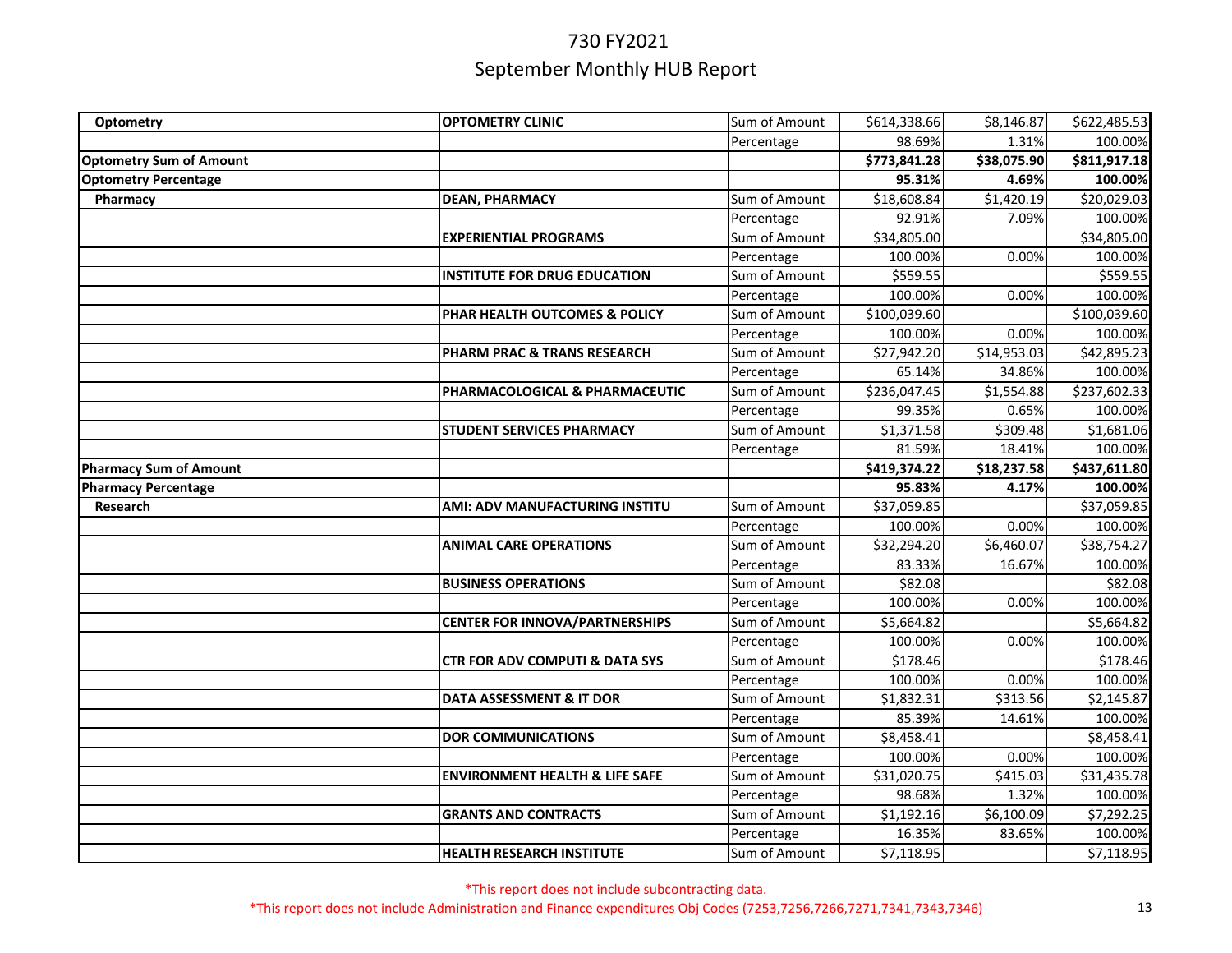# 730 FY2021

## September Monthly HUB Report

| | | | | | |
|---|---|---|---|---|---|
| **Optometry** | **OPTOMETRY CLINIC** | Sum of Amount | $614,338.66 | $8,146.87 | $622,485.53 |
| | | Percentage | 98.69% | 1.31% | 100.00% |
| **Optometry Sum of Amount** | | | **$773,841.28** | **$38,075.90** | **$811,917.18** |
| **Optometry Percentage** | | | **95.31%** | **4.69%** | **100.00%** |
| **Pharmacy** | **DEAN, PHARMACY** | Sum of Amount | $18,608.84 | $1,420.19 | $20,029.03 |
| | | Percentage | 92.91% | 7.09% | 100.00% |
| | **EXPERIENTIAL PROGRAMS** | Sum of Amount | $34,805.00 | | $34,805.00 |
| | | Percentage | 100.00% | 0.00% | 100.00% |
| | **INSTITUTE FOR DRUG EDUCATION** | Sum of Amount | $559.55 | | $559.55 |
| | | Percentage | 100.00% | 0.00% | 100.00% |
| | **PHAR HEALTH OUTCOMES & POLICY** | Sum of Amount | $100,039.60 | | $100,039.60 |
| | | Percentage | 100.00% | 0.00% | 100.00% |
| | **PHARM PRAC & TRANS RESEARCH** | Sum of Amount | $27,942.20 | $14,953.03 | $42,895.23 |
| | | Percentage | 65.14% | 34.86% | 100.00% |
| | **PHARMACOLOGICAL & PHARMACEUTIC** | Sum of Amount | $236,047.45 | $1,554.88 | $237,602.33 |
| | | Percentage | 99.35% | 0.65% | 100.00% |
| | **STUDENT SERVICES PHARMACY** | Sum of Amount | $1,371.58 | $309.48 | $1,681.06 |
| | | Percentage | 81.59% | 18.41% | 100.00% |
| **Pharmacy Sum of Amount** | | | **$419,374.22** | **$18,237.58** | **$437,611.80** |
| **Pharmacy Percentage** | | | **95.83%** | **4.17%** | **100.00%** |
| **Research** | **AMI: ADV MANUFACTURING INSTITU** | Sum of Amount | $37,059.85 | | $37,059.85 |
| | | Percentage | 100.00% | 0.00% | 100.00% |
| | **ANIMAL CARE OPERATIONS** | Sum of Amount | $32,294.20 | $6,460.07 | $38,754.27 |
| | | Percentage | 83.33% | 16.67% | 100.00% |
| | **BUSINESS OPERATIONS** | Sum of Amount | $82.08 | | $82.08 |
| | | Percentage | 100.00% | 0.00% | 100.00% |
| | **CENTER FOR INNOVA/PARTNERSHIPS** | Sum of Amount | $5,664.82 | | $5,664.82 |
| | | Percentage | 100.00% | 0.00% | 100.00% |
| | **CTR FOR ADV COMPUTI & DATA SYS** | Sum of Amount | $178.46 | | $178.46 |
| | | Percentage | 100.00% | 0.00% | 100.00% |
| | **DATA ASSESSMENT & IT DOR** | Sum of Amount | $1,832.31 | $313.56 | $2,145.87 |
| | | Percentage | 85.39% | 14.61% | 100.00% |
| | **DOR COMMUNICATIONS** | Sum of Amount | $8,458.41 | | $8,458.41 |
| | | Percentage | 100.00% | 0.00% | 100.00% |
| | **ENVIRONMENT HEALTH & LIFE SAFE** | Sum of Amount | $31,020.75 | $415.03 | $31,435.78 |
| | | Percentage | 98.68% | 1.32% | 100.00% |
| | **GRANTS AND CONTRACTS** | Sum of Amount | $1,192.16 | $6,100.09 | $7,292.25 |
| | | Percentage | 16.35% | 83.65% | 100.00% |
| | **HEALTH RESEARCH INSTITUTE** | Sum of Amount | $7,118.95 | | $7,118.95 |

*This report does not include subcontracting data.

*This report does not include Administration and Finance expenditures Obj Codes (7253,7256,7266,7271,7341,7343,7346)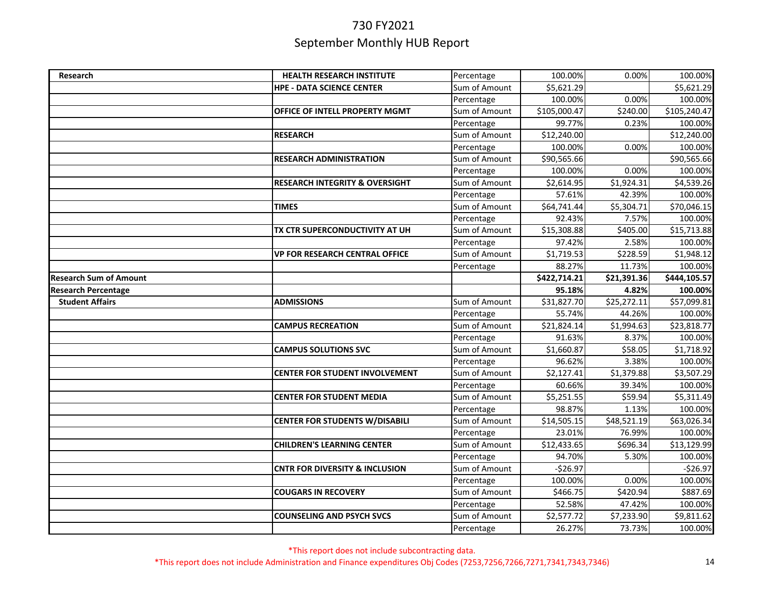# 730 FY2021

## September Monthly HUB Report

| | | | | | |
|---|---|---|---|---|---|
| **Research** | **HEALTH RESEARCH INSTITUTE** | Percentage | 100.00% | 0.00% | 100.00% |
| | **HPE - DATA SCIENCE CENTER** | Sum of Amount | $5,621.29 | | $5,621.29 |
| | | Percentage | 100.00% | 0.00% | 100.00% |
| | **OFFICE OF INTELL PROPERTY MGMT** | Sum of Amount | $105,000.47 | $240.00 | $105,240.47 |
| | | Percentage | 99.77% | 0.23% | 100.00% |
| | **RESEARCH** | Sum of Amount | $12,240.00 | | $12,240.00 |
| | | Percentage | 100.00% | 0.00% | 100.00% |
| | **RESEARCH ADMINISTRATION** | Sum of Amount | $90,565.66 | | $90,565.66 |
| | | Percentage | 100.00% | 0.00% | 100.00% |
| | **RESEARCH INTEGRITY & OVERSIGHT** | Sum of Amount | $2,614.95 | $1,924.31 | $4,539.26 |
| | | Percentage | 57.61% | 42.39% | 100.00% |
| | **TIMES** | Sum of Amount | $64,741.44 | $5,304.71 | $70,046.15 |
| | | Percentage | 92.43% | 7.57% | 100.00% |
| | **TX CTR SUPERCONDUCTIVITY AT UH** | Sum of Amount | $15,308.88 | $405.00 | $15,713.88 |
| | | Percentage | 97.42% | 2.58% | 100.00% |
| | **VP FOR RESEARCH CENTRAL OFFICE** | Sum of Amount | $1,719.53 | $228.59 | $1,948.12 |
| | | Percentage | 88.27% | 11.73% | 100.00% |
| **Research Sum of Amount** | | | **$422,714.21** | **$21,391.36** | **$444,105.57** |
| **Research Percentage** | | | **95.18%** | **4.82%** | **100.00%** |
| **Student Affairs** | **ADMISSIONS** | Sum of Amount | $31,827.70 | $25,272.11 | $57,099.81 |
| | | Percentage | 55.74% | 44.26% | 100.00% |
| | **CAMPUS RECREATION** | Sum of Amount | $21,824.14 | $1,994.63 | $23,818.77 |
| | | Percentage | 91.63% | 8.37% | 100.00% |
| | **CAMPUS SOLUTIONS SVC** | Sum of Amount | $1,660.87 | $58.05 | $1,718.92 |
| | | Percentage | 96.62% | 3.38% | 100.00% |
| | **CENTER FOR STUDENT INVOLVEMENT** | Sum of Amount | $2,127.41 | $1,379.88 | $3,507.29 |
| | | Percentage | 60.66% | 39.34% | 100.00% |
| | **CENTER FOR STUDENT MEDIA** | Sum of Amount | $5,251.55 | $59.94 | $5,311.49 |
| | | Percentage | 98.87% | 1.13% | 100.00% |
| | **CENTER FOR STUDENTS W/DISABILI** | Sum of Amount | $14,505.15 | $48,521.19 | $63,026.34 |
| | | Percentage | 23.01% | 76.99% | 100.00% |
| | **CHILDREN'S LEARNING CENTER** | Sum of Amount | $12,433.65 | $696.34 | $13,129.99 |
| | | Percentage | 94.70% | 5.30% | 100.00% |
| | **CNTR FOR DIVERSITY & INCLUSION** | Sum of Amount | -$26.97 | | -$26.97 |
| | | Percentage | 100.00% | 0.00% | 100.00% |
| | **COUGARS IN RECOVERY** | Sum of Amount | $466.75 | $420.94 | $887.69 |
| | | Percentage | 52.58% | 47.42% | 100.00% |
| | **COUNSELING AND PSYCH SVCS** | Sum of Amount | $2,577.72 | $7,233.90 | $9,811.62 |
| | | Percentage | 26.27% | 73.73% | 100.00% |

*This report does not include subcontracting data.

*This report does not include Administration and Finance expenditures Obj Codes (7253,7256,7266,7271,7341,7343,7346)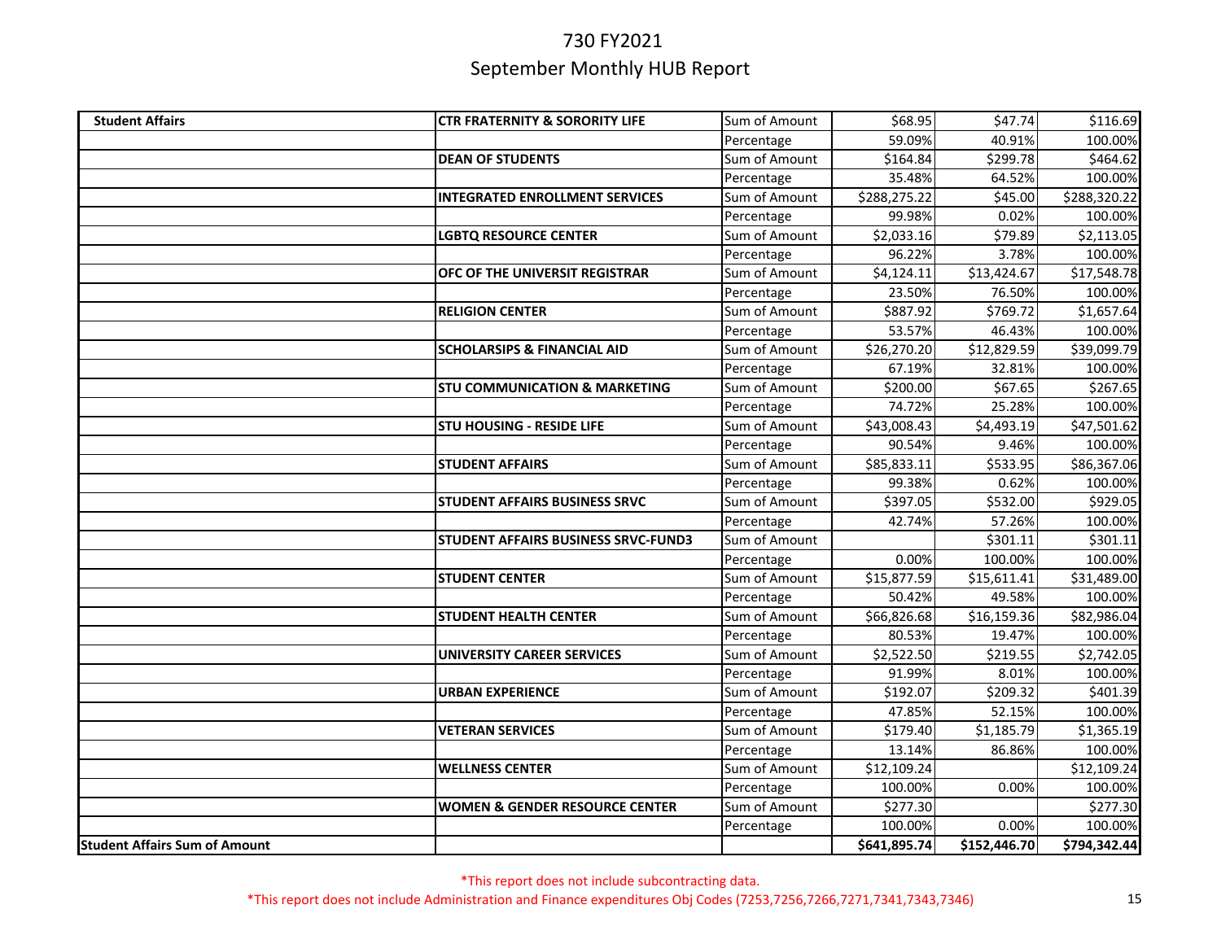# 730 FY2021
## September Monthly HUB Report

| | | | | | |
|---|---|---|---|---|---|
| **Student Affairs** | **CTR FRATERNITY & SORORITY LIFE** | Sum of Amount | $68.95 | $47.74 | $116.69 |
| | | Percentage | 59.09% | 40.91% | 100.00% |
| | **DEAN OF STUDENTS** | Sum of Amount | $164.84 | $299.78 | $464.62 |
| | | Percentage | 35.48% | 64.52% | 100.00% |
| | **INTEGRATED ENROLLMENT SERVICES** | Sum of Amount | $288,275.22 | $45.00 | $288,320.22 |
| | | Percentage | 99.98% | 0.02% | 100.00% |
| | **LGBTQ RESOURCE CENTER** | Sum of Amount | $2,033.16 | $79.89 | $2,113.05 |
| | | Percentage | 96.22% | 3.78% | 100.00% |
| | **OFC OF THE UNIVERSIT REGISTRAR** | Sum of Amount | $4,124.11 | $13,424.67 | $17,548.78 |
| | | Percentage | 23.50% | 76.50% | 100.00% |
| | **RELIGION CENTER** | Sum of Amount | $887.92 | $769.72 | $1,657.64 |
| | | Percentage | 53.57% | 46.43% | 100.00% |
| | **SCHOLARSIPS & FINANCIAL AID** | Sum of Amount | $26,270.20 | $12,829.59 | $39,099.79 |
| | | Percentage | 67.19% | 32.81% | 100.00% |
| | **STU COMMUNICATION & MARKETING** | Sum of Amount | $200.00 | $67.65 | $267.65 |
| | | Percentage | 74.72% | 25.28% | 100.00% |
| | **STU HOUSING - RESIDE LIFE** | Sum of Amount | $43,008.43 | $4,493.19 | $47,501.62 |
| | | Percentage | 90.54% | 9.46% | 100.00% |
| | **STUDENT AFFAIRS** | Sum of Amount | $85,833.11 | $533.95 | $86,367.06 |
| | | Percentage | 99.38% | 0.62% | 100.00% |
| | **STUDENT AFFAIRS BUSINESS SRVC** | Sum of Amount | $397.05 | $532.00 | $929.05 |
| | | Percentage | 42.74% | 57.26% | 100.00% |
| | **STUDENT AFFAIRS BUSINESS SRVC-FUND3** | Sum of Amount | | $301.11 | $301.11 |
| | | Percentage | 0.00% | 100.00% | 100.00% |
| | **STUDENT CENTER** | Sum of Amount | $15,877.59 | $15,611.41 | $31,489.00 |
| | | Percentage | 50.42% | 49.58% | 100.00% |
| | **STUDENT HEALTH CENTER** | Sum of Amount | $66,826.68 | $16,159.36 | $82,986.04 |
| | | Percentage | 80.53% | 19.47% | 100.00% |
| | **UNIVERSITY CAREER SERVICES** | Sum of Amount | $2,522.50 | $219.55 | $2,742.05 |
| | | Percentage | 91.99% | 8.01% | 100.00% |
| | **URBAN EXPERIENCE** | Sum of Amount | $192.07 | $209.32 | $401.39 |
| | | Percentage | 47.85% | 52.15% | 100.00% |
| | **VETERAN SERVICES** | Sum of Amount | $179.40 | $1,185.79 | $1,365.19 |
| | | Percentage | 13.14% | 86.86% | 100.00% |
| | **WELLNESS CENTER** | Sum of Amount | $12,109.24 | | $12,109.24 |
| | | Percentage | 100.00% | 0.00% | 100.00% |
| | **WOMEN & GENDER RESOURCE CENTER** | Sum of Amount | $277.30 | | $277.30 |
| | | Percentage | 100.00% | 0.00% | 100.00% |
| **Student Affairs Sum of Amount** | | | **$641,895.74** | **$152,446.70** | **$794,342.44** |

*This report does not include subcontracting data.

*This report does not include Administration and Finance expenditures Obj Codes (7253,7256,7266,7271,7341,7343,7346)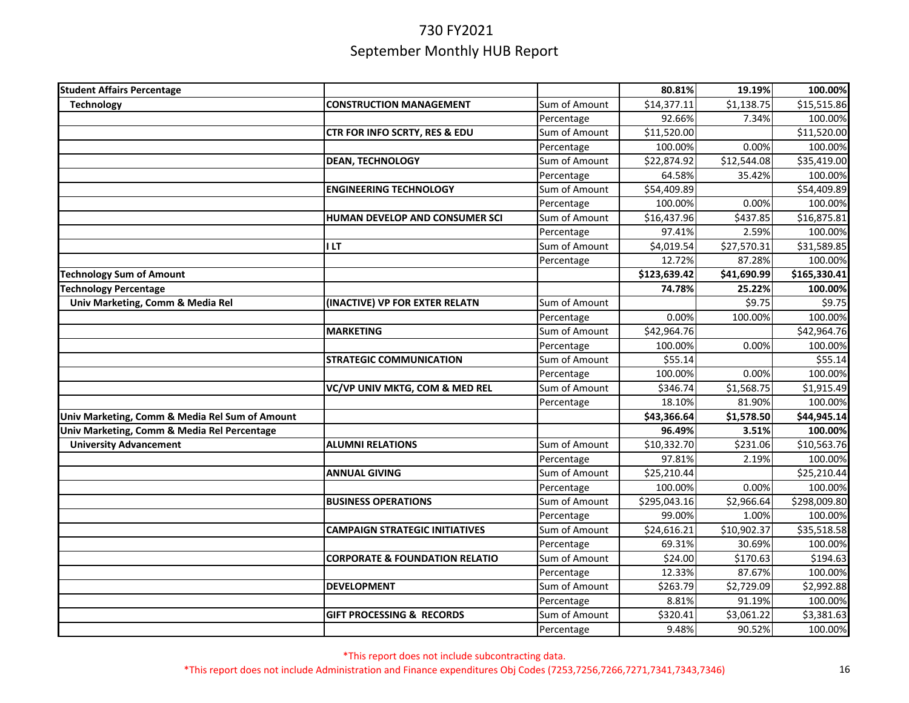# 730 FY2021

## September Monthly HUB Report

| | | | | | |
|---|---|---|---|---|---|
| **Student Affairs Percentage** | | | **80.81%** | **19.19%** | **100.00%** |
| **Technology** | **CONSTRUCTION MANAGEMENT** | Sum of Amount | $14,377.11 | $1,138.75 | $15,515.86 |
| | | Percentage | 92.66% | 7.34% | 100.00% |
| | **CTR FOR INFO SCRTY, RES & EDU** | Sum of Amount | $11,520.00 | | $11,520.00 |
| | | Percentage | 100.00% | 0.00% | 100.00% |
| | **DEAN, TECHNOLOGY** | Sum of Amount | $22,874.92 | $12,544.08 | $35,419.00 |
| | | Percentage | 64.58% | 35.42% | 100.00% |
| | **ENGINEERING TECHNOLOGY** | Sum of Amount | $54,409.89 | | $54,409.89 |
| | | Percentage | 100.00% | 0.00% | 100.00% |
| | **HUMAN DEVELOP AND CONSUMER SCI** | Sum of Amount | $16,437.96 | $437.85 | $16,875.81 |
| | | Percentage | 97.41% | 2.59% | 100.00% |
| | **I LT** | Sum of Amount | $4,019.54 | $27,570.31 | $31,589.85 |
| | | Percentage | 12.72% | 87.28% | 100.00% |
| **Technology Sum of Amount** | | | **$123,639.42** | **$41,690.99** | **$165,330.41** |
| **Technology Percentage** | | | **74.78%** | **25.22%** | **100.00%** |
| **Univ Marketing, Comm & Media Rel** | **(INACTIVE) VP FOR EXTER RELATN** | Sum of Amount | | $9.75 | $9.75 |
| | | Percentage | 0.00% | 100.00% | 100.00% |
| | **MARKETING** | Sum of Amount | $42,964.76 | | $42,964.76 |
| | | Percentage | 100.00% | 0.00% | 100.00% |
| | **STRATEGIC COMMUNICATION** | Sum of Amount | $55.14 | | $55.14 |
| | | Percentage | 100.00% | 0.00% | 100.00% |
| | **VC/VP UNIV MKTG, COM & MED REL** | Sum of Amount | $346.74 | $1,568.75 | $1,915.49 |
| | | Percentage | 18.10% | 81.90% | 100.00% |
| **Univ Marketing, Comm & Media Rel Sum of Amount** | | | **$43,366.64** | **$1,578.50** | **$44,945.14** |
| **Univ Marketing, Comm & Media Rel Percentage** | | | **96.49%** | **3.51%** | **100.00%** |
| **University Advancement** | **ALUMNI RELATIONS** | Sum of Amount | $10,332.70 | $231.06 | $10,563.76 |
| | | Percentage | 97.81% | 2.19% | 100.00% |
| | **ANNUAL GIVING** | Sum of Amount | $25,210.44 | | $25,210.44 |
| | | Percentage | 100.00% | 0.00% | 100.00% |
| | **BUSINESS OPERATIONS** | Sum of Amount | $295,043.16 | $2,966.64 | $298,009.80 |
| | | Percentage | 99.00% | 1.00% | 100.00% |
| | **CAMPAIGN STRATEGIC INITIATIVES** | Sum of Amount | $24,616.21 | $10,902.37 | $35,518.58 |
| | | Percentage | 69.31% | 30.69% | 100.00% |
| | **CORPORATE & FOUNDATION RELATIO** | Sum of Amount | $24.00 | $170.63 | $194.63 |
| | | Percentage | 12.33% | 87.67% | 100.00% |
| | **DEVELOPMENT** | Sum of Amount | $263.79 | $2,729.09 | $2,992.88 |
| | | Percentage | 8.81% | 91.19% | 100.00% |
| | **GIFT PROCESSING & RECORDS** | Sum of Amount | $320.41 | $3,061.22 | $3,381.63 |
| | | Percentage | 9.48% | 90.52% | 100.00% |

*This report does not include subcontracting data.

*This report does not include Administration and Finance expenditures Obj Codes (7253,7256,7266,7271,7341,7343,7346)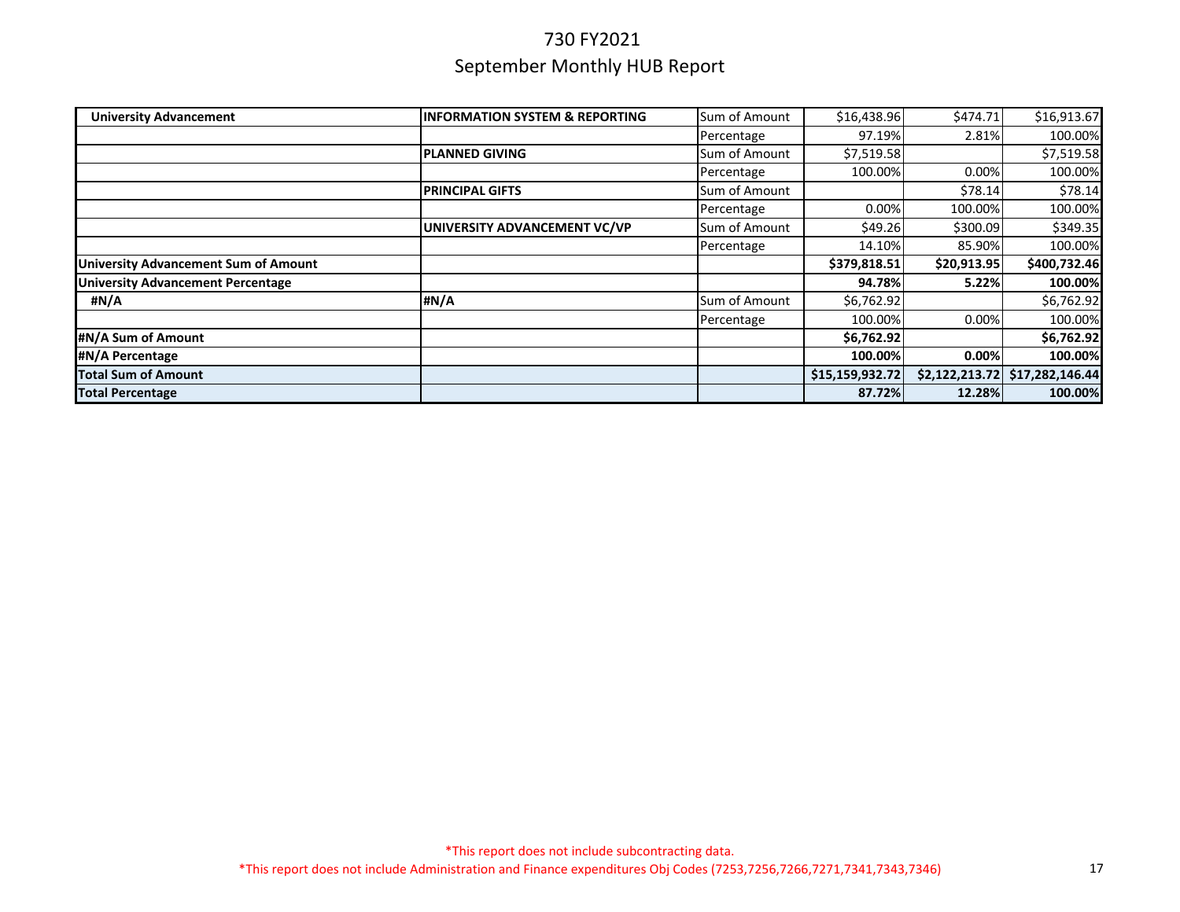# 730 FY2021

## September Monthly HUB Report

| | | | | | |
|---|---|---|---|---|---|
| **University Advancement** | **INFORMATION SYSTEM & REPORTING** | Sum of Amount | $16,438.96 | $474.71 | $16,913.67 |
| | | Percentage | 97.19% | 2.81% | 100.00% |
| | **PLANNED GIVING** | Sum of Amount | $7,519.58 | | $7,519.58 |
| | | Percentage | 100.00% | 0.00% | 100.00% |
| | **PRINCIPAL GIFTS** | Sum of Amount | | $78.14 | $78.14 |
| | | Percentage | 0.00% | 100.00% | 100.00% |
| | **UNIVERSITY ADVANCEMENT VC/VP** | Sum of Amount | $49.26 | $300.09 | $349.35 |
| | | Percentage | 14.10% | 85.90% | 100.00% |
| **University Advancement Sum of Amount** | | | **$379,818.51** | **$20,913.95** | **$400,732.46** |
| **University Advancement Percentage** | | | **94.78%** | **5.22%** | **100.00%** |
| **#N/A** | **#N/A** | Sum of Amount | $6,762.92 | | $6,762.92 |
| | | Percentage | 100.00% | 0.00% | 100.00% |
| **#N/A Sum of Amount** | | | **$6,762.92** | | **$6,762.92** |
| **#N/A Percentage** | | | **100.00%** | **0.00%** | **100.00%** |
| **Total Sum of Amount** | | | **$15,159,932.72** | **$2,122,213.72** | **$17,282,146.44** |
| **Total Percentage** | | | **87.72%** | **12.28%** | **100.00%** |

*This report does not include subcontracting data.

*This report does not include Administration and Finance expenditures Obj Codes (7253,7256,7266,7271,7341,7343,7346)